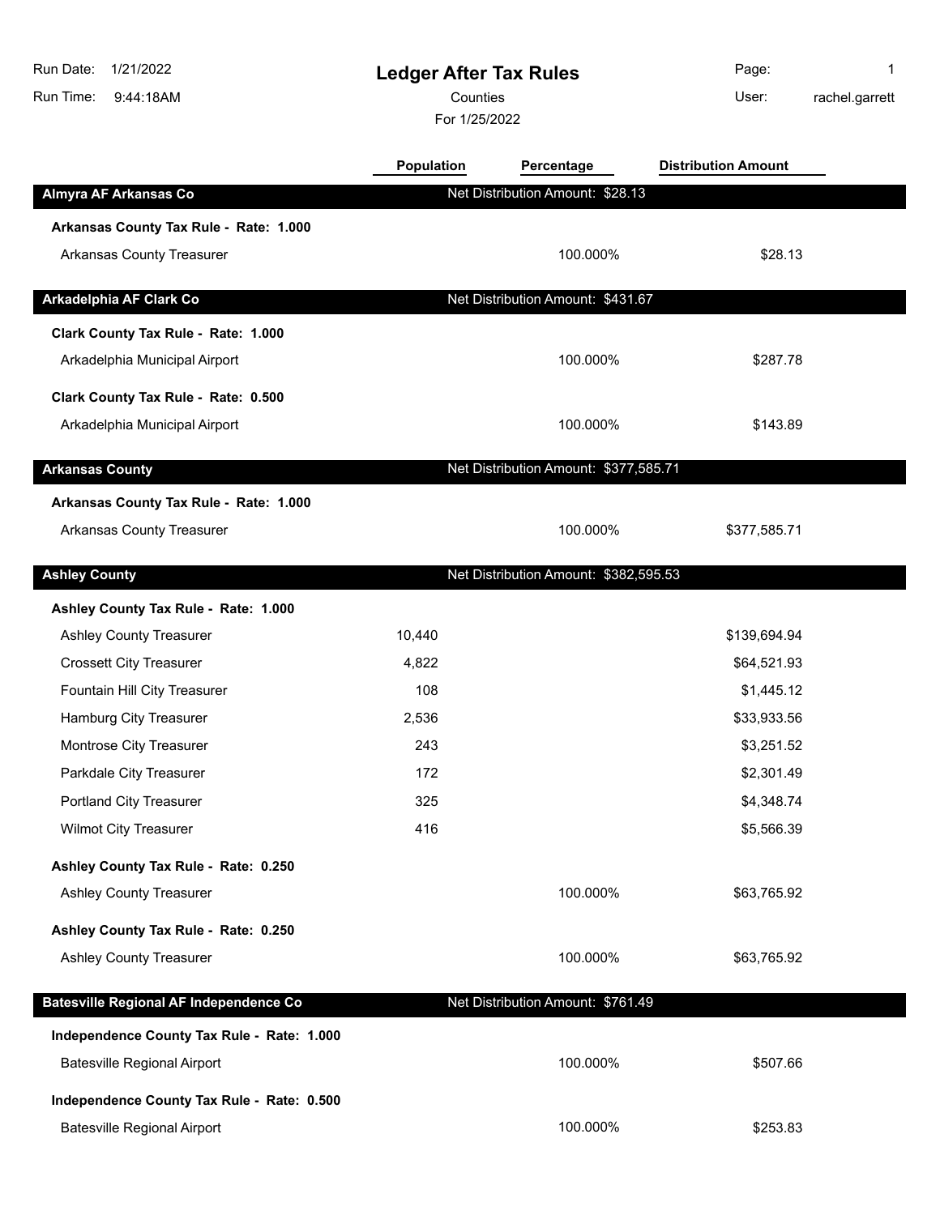# Ledger After Tax Rules

Run Date: 1/21/2022
Run Time: 9:44:18AM

Counties

For 1/25/2022

User: rachel.garrett

| | Population | Percentage | Distribution Amount |
|---|---|---|---|
| **Almyra AF Arkansas Co** | | Net Distribution Amount: $28.13 | |
| **Arkansas County Tax Rule - Rate: 1.000** | | | |
| Arkansas County Treasurer | | 100.000% | $28.13 |
| **Arkadelphia AF Clark Co** | | Net Distribution Amount: $431.67 | |
| **Clark County Tax Rule - Rate: 1.000** | | | |
| Arkadelphia Municipal Airport | | 100.000% | $287.78 |
| **Clark County Tax Rule - Rate: 0.500** | | | |
| Arkadelphia Municipal Airport | | 100.000% | $143.89 |
| **Arkansas County** | | Net Distribution Amount: $377,585.71 | |
| **Arkansas County Tax Rule - Rate: 1.000** | | | |
| Arkansas County Treasurer | | 100.000% | $377,585.71 |
| **Ashley County** | | Net Distribution Amount: $382,595.53 | |
| **Ashley County Tax Rule - Rate: 1.000** | | | |
| Ashley County Treasurer | 10,440 | | $139,694.94 |
| Crossett City Treasurer | 4,822 | | $64,521.93 |
| Fountain Hill City Treasurer | 108 | | $1,445.12 |
| Hamburg City Treasurer | 2,536 | | $33,933.56 |
| Montrose City Treasurer | 243 | | $3,251.52 |
| Parkdale City Treasurer | 172 | | $2,301.49 |
| Portland City Treasurer | 325 | | $4,348.74 |
| Wilmot City Treasurer | 416 | | $5,566.39 |
| **Ashley County Tax Rule - Rate: 0.250** | | | |
| Ashley County Treasurer | | 100.000% | $63,765.92 |
| **Ashley County Tax Rule - Rate: 0.250** | | | |
| Ashley County Treasurer | | 100.000% | $63,765.92 |
| **Batesville Regional AF Independence Co** | | Net Distribution Amount: $761.49 | |
| **Independence County Tax Rule - Rate: 1.000** | | | |
| Batesville Regional Airport | | 100.000% | $507.66 |
| **Independence County Tax Rule - Rate: 0.500** | | | |
| Batesville Regional Airport | | 100.000% | $253.83 |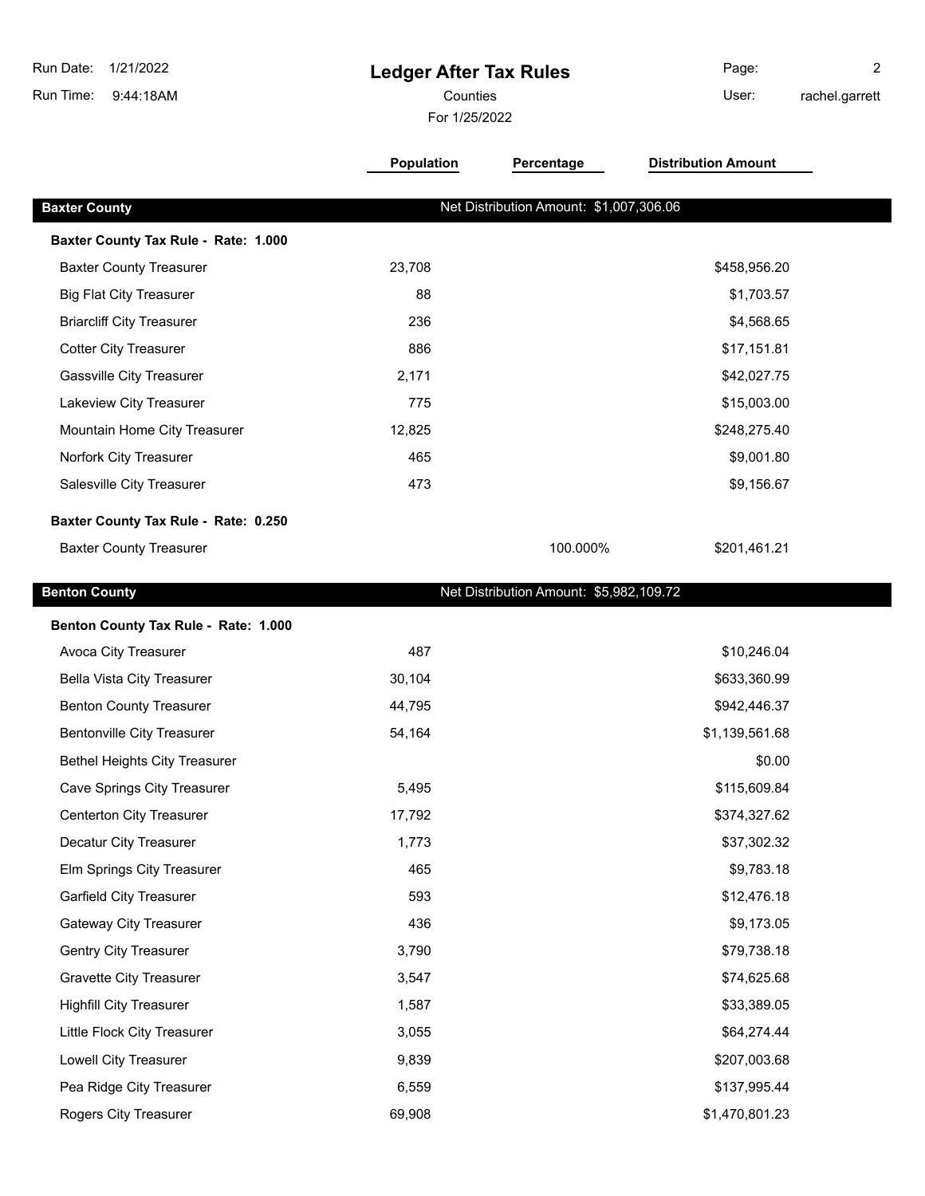# Ledger After Tax Rules

Counties

For 1/25/2022

Run Date: 1/21/2022
Run Time: 9:44:18AM
User: rachel.garrett

| | Population | Percentage | Distribution Amount |
|---|---|---|---|
| **Baxter County** | Net Distribution Amount: $1,007,306.06 | | |
| **Baxter County Tax Rule - Rate: 1.000** | | | |
| Baxter County Treasurer | 23,708 | | $458,956.20 |
| Big Flat City Treasurer | 88 | | $1,703.57 |
| Briarcliff City Treasurer | 236 | | $4,568.65 |
| Cotter City Treasurer | 886 | | $17,151.81 |
| Gassville City Treasurer | 2,171 | | $42,027.75 |
| Lakeview City Treasurer | 775 | | $15,003.00 |
| Mountain Home City Treasurer | 12,825 | | $248,275.40 |
| Norfork City Treasurer | 465 | | $9,001.80 |
| Salesville City Treasurer | 473 | | $9,156.67 |
| **Baxter County Tax Rule - Rate: 0.250** | | | |
| Baxter County Treasurer | | 100.000% | $201,461.21 |
| **Benton County** | Net Distribution Amount: $5,982,109.72 | | |
| **Benton County Tax Rule - Rate: 1.000** | | | |
| Avoca City Treasurer | 487 | | $10,246.04 |
| Bella Vista City Treasurer | 30,104 | | $633,360.99 |
| Benton County Treasurer | 44,795 | | $942,446.37 |
| Bentonville City Treasurer | 54,164 | | $1,139,561.68 |
| Bethel Heights City Treasurer | | | $0.00 |
| Cave Springs City Treasurer | 5,495 | | $115,609.84 |
| Centerton City Treasurer | 17,792 | | $374,327.62 |
| Decatur City Treasurer | 1,773 | | $37,302.32 |
| Elm Springs City Treasurer | 465 | | $9,783.18 |
| Garfield City Treasurer | 593 | | $12,476.18 |
| Gateway City Treasurer | 436 | | $9,173.05 |
| Gentry City Treasurer | 3,790 | | $79,738.18 |
| Gravette City Treasurer | 3,547 | | $74,625.68 |
| Highfill City Treasurer | 1,587 | | $33,389.05 |
| Little Flock City Treasurer | 3,055 | | $64,274.44 |
| Lowell City Treasurer | 9,839 | | $207,003.68 |
| Pea Ridge City Treasurer | 6,559 | | $137,995.44 |
| Rogers City Treasurer | 69,908 | | $1,470,801.23 |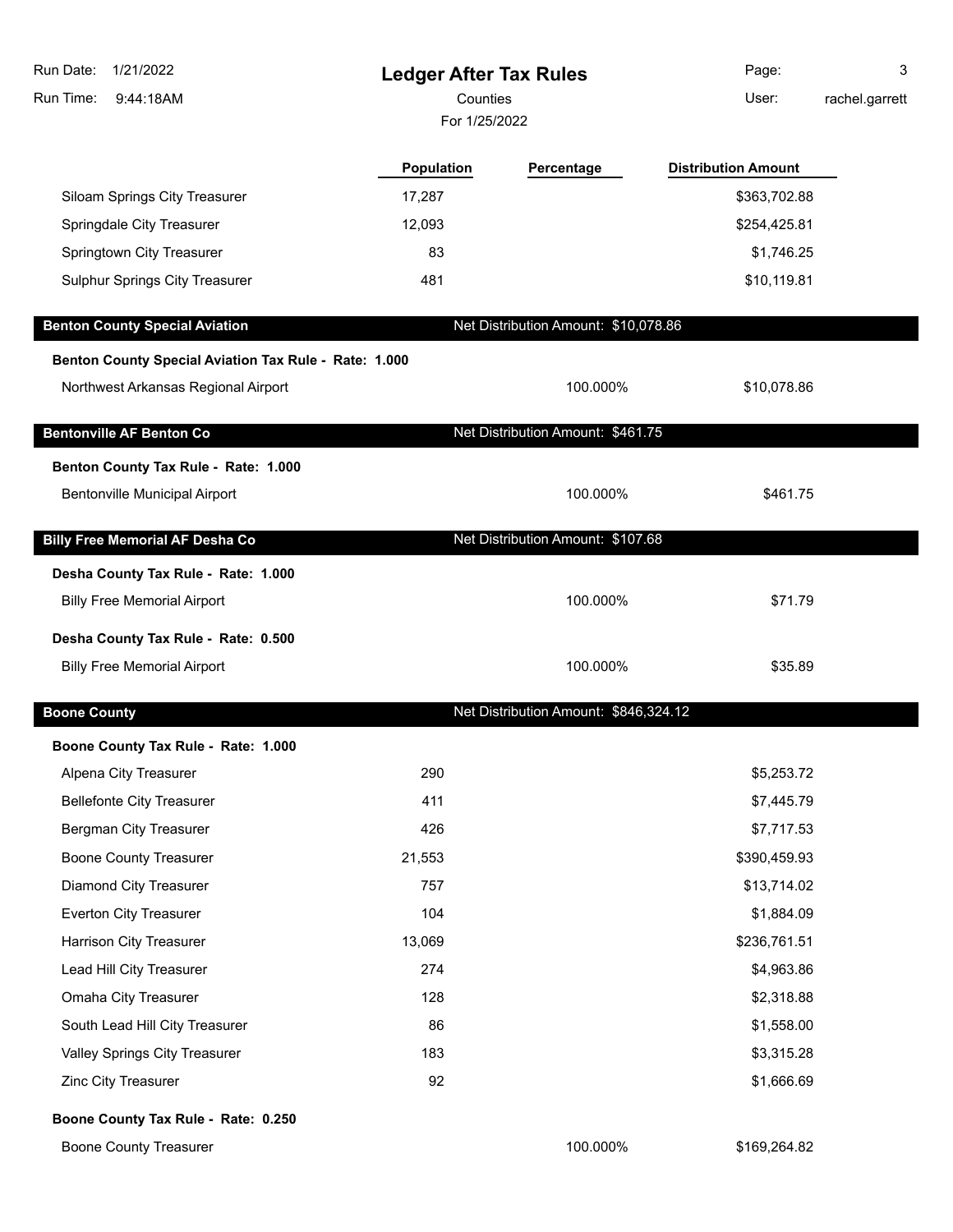# Ledger After Tax Rules

Counties

For 1/25/2022

| | Population | Percentage | Distribution Amount |
|---|---|---|---|
| Siloam Springs City Treasurer | 17,287 | | $363,702.88 |
| Springdale City Treasurer | 12,093 | | $254,425.81 |
| Springtown City Treasurer | 83 | | $1,746.25 |
| Sulphur Springs City Treasurer | 481 | | $10,119.81 |

## Benton County Special Aviation

Net Distribution Amount: $10,078.86

**Benton County Special Aviation Tax Rule - Rate: 1.000**

| | Population | Percentage | Distribution Amount |
|---|---|---|---|
| Northwest Arkansas Regional Airport | | 100.000% | $10,078.86 |

## Bentonville AF Benton Co

Net Distribution Amount: $461.75

**Benton County Tax Rule - Rate: 1.000**

| | Population | Percentage | Distribution Amount |
|---|---|---|---|
| Bentonville Municipal Airport | | 100.000% | $461.75 |

## Billy Free Memorial AF Desha Co

Net Distribution Amount: $107.68

**Desha County Tax Rule - Rate: 1.000**

| | Population | Percentage | Distribution Amount |
|---|---|---|---|
| Billy Free Memorial Airport | | 100.000% | $71.79 |

**Desha County Tax Rule - Rate: 0.500**

| | Population | Percentage | Distribution Amount |
|---|---|---|---|
| Billy Free Memorial Airport | | 100.000% | $35.89 |

## Boone County

Net Distribution Amount: $846,324.12

**Boone County Tax Rule - Rate: 1.000**

| | Population | Percentage | Distribution Amount |
|---|---|---|---|
| Alpena City Treasurer | 290 | | $5,253.72 |
| Bellefonte City Treasurer | 411 | | $7,445.79 |
| Bergman City Treasurer | 426 | | $7,717.53 |
| Boone County Treasurer | 21,553 | | $390,459.93 |
| Diamond City Treasurer | 757 | | $13,714.02 |
| Everton City Treasurer | 104 | | $1,884.09 |
| Harrison City Treasurer | 13,069 | | $236,761.51 |
| Lead Hill City Treasurer | 274 | | $4,963.86 |
| Omaha City Treasurer | 128 | | $2,318.88 |
| South Lead Hill City Treasurer | 86 | | $1,558.00 |
| Valley Springs City Treasurer | 183 | | $3,315.28 |
| Zinc City Treasurer | 92 | | $1,666.69 |

**Boone County Tax Rule - Rate: 0.250**

| | Population | Percentage | Distribution Amount |
|---|---|---|---|
| Boone County Treasurer | | 100.000% | $169,264.82 |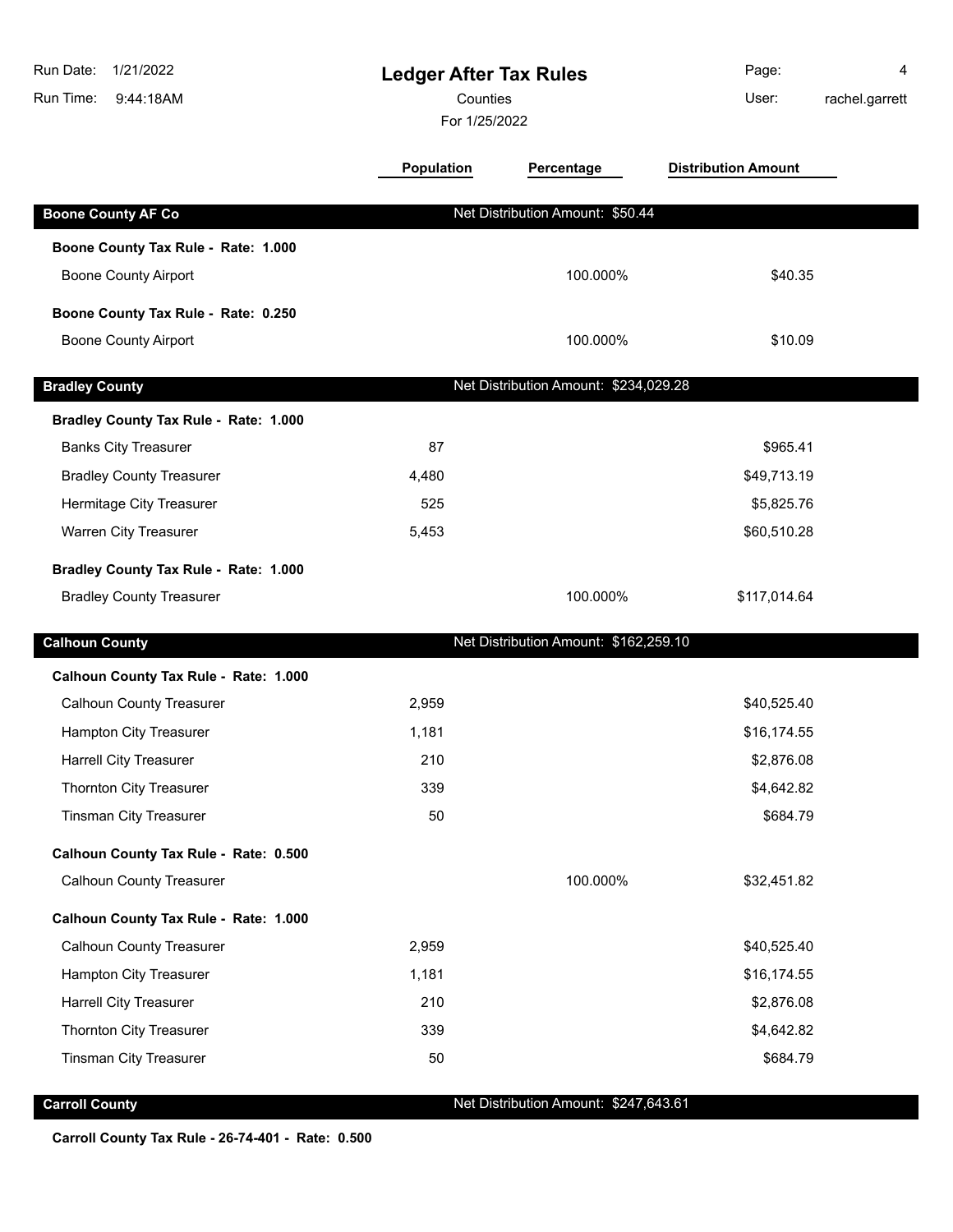# Ledger After Tax Rules

Counties

For 1/25/2022

| | Population | Percentage | Distribution Amount |
|---|---|---|---|
| **Boone County AF Co** | Net Distribution Amount: $50.44 | | |
| **Boone County Tax Rule - Rate: 1.000** | | | |
| Boone County Airport | | 100.000% | $40.35 |
| **Boone County Tax Rule - Rate: 0.250** | | | |
| Boone County Airport | | 100.000% | $10.09 |
| **Bradley County** | Net Distribution Amount: $234,029.28 | | |
| **Bradley County Tax Rule - Rate: 1.000** | | | |
| Banks City Treasurer | 87 | | $965.41 |
| Bradley County Treasurer | 4,480 | | $49,713.19 |
| Hermitage City Treasurer | 525 | | $5,825.76 |
| Warren City Treasurer | 5,453 | | $60,510.28 |
| **Bradley County Tax Rule - Rate: 1.000** | | | |
| Bradley County Treasurer | | 100.000% | $117,014.64 |
| **Calhoun County** | Net Distribution Amount: $162,259.10 | | |
| **Calhoun County Tax Rule - Rate: 1.000** | | | |
| Calhoun County Treasurer | 2,959 | | $40,525.40 |
| Hampton City Treasurer | 1,181 | | $16,174.55 |
| Harrell City Treasurer | 210 | | $2,876.08 |
| Thornton City Treasurer | 339 | | $4,642.82 |
| Tinsman City Treasurer | 50 | | $684.79 |
| **Calhoun County Tax Rule - Rate: 0.500** | | | |
| Calhoun County Treasurer | | 100.000% | $32,451.82 |
| **Calhoun County Tax Rule - Rate: 1.000** | | | |
| Calhoun County Treasurer | 2,959 | | $40,525.40 |
| Hampton City Treasurer | 1,181 | | $16,174.55 |
| Harrell City Treasurer | 210 | | $2,876.08 |
| Thornton City Treasurer | 339 | | $4,642.82 |
| Tinsman City Treasurer | 50 | | $684.79 |
| **Carroll County** | Net Distribution Amount: $247,643.61 | | |
| **Carroll County Tax Rule - 26-74-401 - Rate: 0.500** | | | |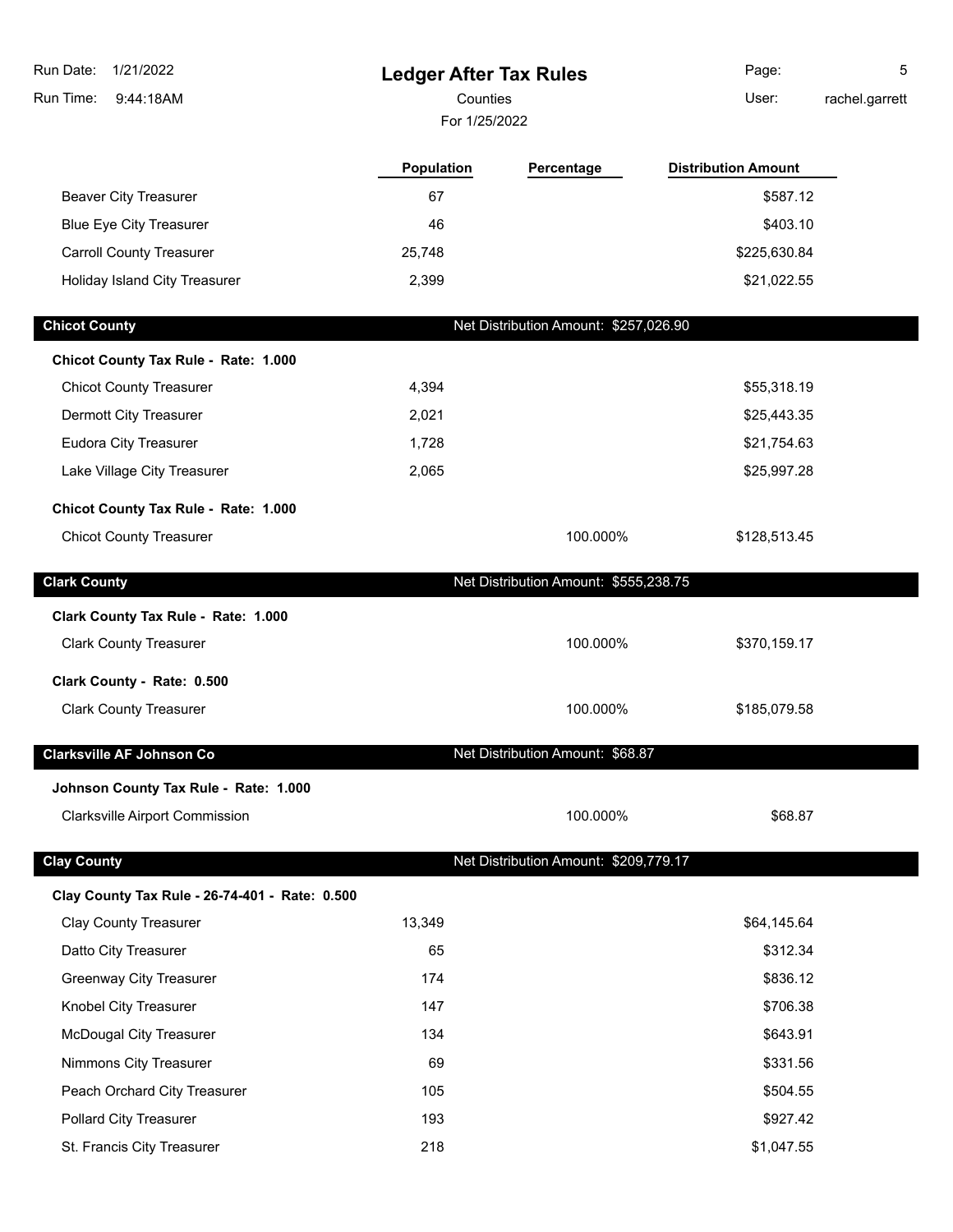# Ledger After Tax Rules

Counties

For 1/25/2022

| | Population | Percentage | Distribution Amount |
|---|---|---|---|
| Beaver City Treasurer | 67 | | $587.12 |
| Blue Eye City Treasurer | 46 | | $403.10 |
| Carroll County Treasurer | 25,748 | | $225,630.84 |
| Holiday Island City Treasurer | 2,399 | | $21,022.55 |
| **Chicot County** | | Net Distribution Amount: $257,026.90 | |
| **Chicot County Tax Rule - Rate: 1.000** | | | |
| Chicot County Treasurer | 4,394 | | $55,318.19 |
| Dermott City Treasurer | 2,021 | | $25,443.35 |
| Eudora City Treasurer | 1,728 | | $21,754.63 |
| Lake Village City Treasurer | 2,065 | | $25,997.28 |
| **Chicot County Tax Rule - Rate: 1.000** | | | |
| Chicot County Treasurer | | 100.000% | $128,513.45 |
| **Clark County** | | Net Distribution Amount: $555,238.75 | |
| **Clark County Tax Rule - Rate: 1.000** | | | |
| Clark County Treasurer | | 100.000% | $370,159.17 |
| **Clark County - Rate: 0.500** | | | |
| Clark County Treasurer | | 100.000% | $185,079.58 |
| **Clarksville AF Johnson Co** | | Net Distribution Amount: $68.87 | |
| **Johnson County Tax Rule - Rate: 1.000** | | | |
| Clarksville Airport Commission | | 100.000% | $68.87 |
| **Clay County** | | Net Distribution Amount: $209,779.17 | |
| **Clay County Tax Rule - 26-74-401 - Rate: 0.500** | | | |
| Clay County Treasurer | 13,349 | | $64,145.64 |
| Datto City Treasurer | 65 | | $312.34 |
| Greenway City Treasurer | 174 | | $836.12 |
| Knobel City Treasurer | 147 | | $706.38 |
| McDougal City Treasurer | 134 | | $643.91 |
| Nimmons City Treasurer | 69 | | $331.56 |
| Peach Orchard City Treasurer | 105 | | $504.55 |
| Pollard City Treasurer | 193 | | $927.42 |
| St. Francis City Treasurer | 218 | | $1,047.55 |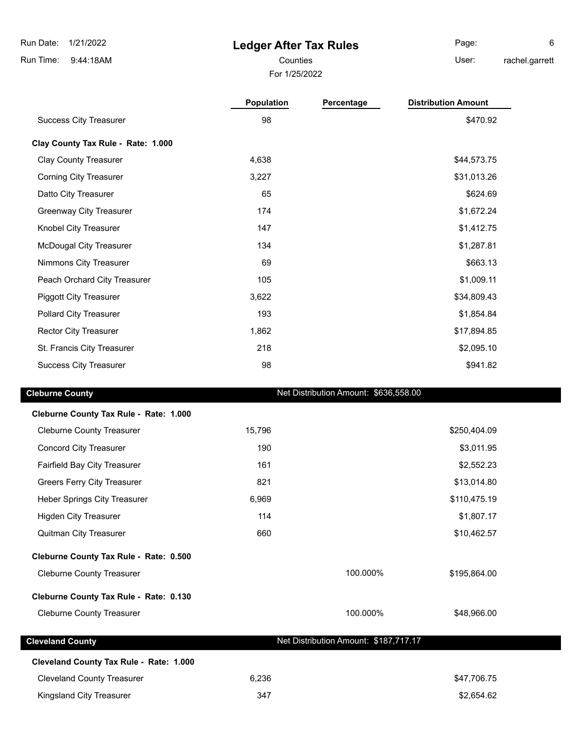# Ledger After Tax Rules

Counties

For 1/25/2022

| | Population | Percentage | Distribution Amount |
|---|---|---|---|
| Success City Treasurer | 98 | | $470.92 |
| **Clay County Tax Rule - Rate: 1.000** | | | |
| Clay County Treasurer | 4,638 | | $44,573.75 |
| Corning City Treasurer | 3,227 | | $31,013.26 |
| Datto City Treasurer | 65 | | $624.69 |
| Greenway City Treasurer | 174 | | $1,672.24 |
| Knobel City Treasurer | 147 | | $1,412.75 |
| McDougal City Treasurer | 134 | | $1,287.81 |
| Nimmons City Treasurer | 69 | | $663.13 |
| Peach Orchard City Treasurer | 105 | | $1,009.11 |
| Piggott City Treasurer | 3,622 | | $34,809.43 |
| Pollard City Treasurer | 193 | | $1,854.84 |
| Rector City Treasurer | 1,862 | | $17,894.85 |
| St. Francis City Treasurer | 218 | | $2,095.10 |
| Success City Treasurer | 98 | | $941.82 |

## Cleburne County

Net Distribution Amount: $636,558.00

| | Population | Percentage | Distribution Amount |
|---|---|---|---|
| **Cleburne County Tax Rule - Rate: 1.000** | | | |
| Cleburne County Treasurer | 15,796 | | $250,404.09 |
| Concord City Treasurer | 190 | | $3,011.95 |
| Fairfield Bay City Treasurer | 161 | | $2,552.23 |
| Greers Ferry City Treasurer | 821 | | $13,014.80 |
| Heber Springs City Treasurer | 6,969 | | $110,475.19 |
| Higden City Treasurer | 114 | | $1,807.17 |
| Quitman City Treasurer | 660 | | $10,462.57 |
| **Cleburne County Tax Rule - Rate: 0.500** | | | |
| Cleburne County Treasurer | | 100.000% | $195,864.00 |
| **Cleburne County Tax Rule - Rate: 0.130** | | | |
| Cleburne County Treasurer | | 100.000% | $48,966.00 |

## Cleveland County

Net Distribution Amount: $187,717.17

| | Population | Percentage | Distribution Amount |
|---|---|---|---|
| **Cleveland County Tax Rule - Rate: 1.000** | | | |
| Cleveland County Treasurer | 6,236 | | $47,706.75 |
| Kingsland City Treasurer | 347 | | $2,654.62 |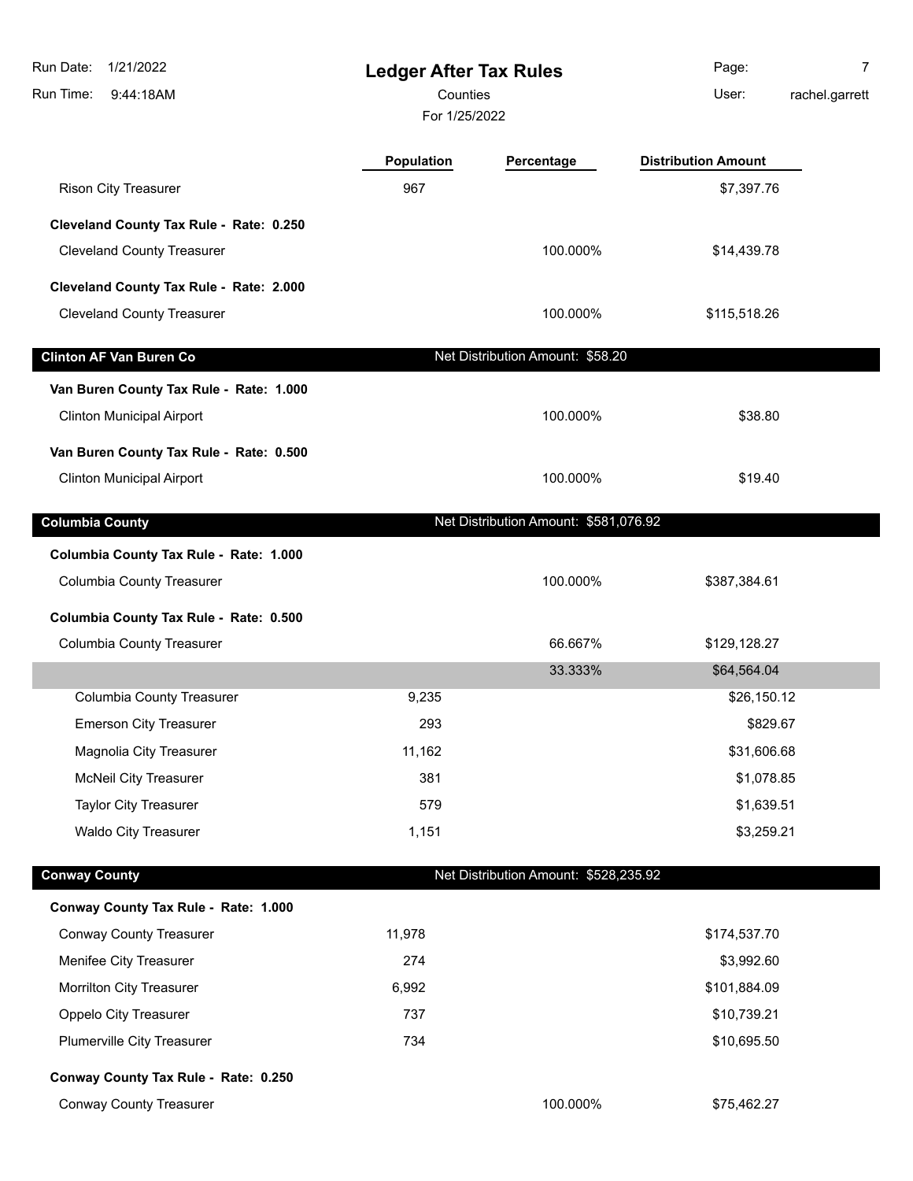# Ledger After Tax Rules

Counties

For 1/25/2022

| | Population | Percentage | Distribution Amount |
|---|---|---|---|
| Rison City Treasurer | 967 | | $7,397.76 |
| **Cleveland County Tax Rule - Rate: 0.250** | | | |
| Cleveland County Treasurer | | 100.000% | $14,439.78 |
| **Cleveland County Tax Rule - Rate: 2.000** | | | |
| Cleveland County Treasurer | | 100.000% | $115,518.26 |
| **Clinton AF Van Buren Co** | | Net Distribution Amount: $58.20 | |
| **Van Buren County Tax Rule - Rate: 1.000** | | | |
| Clinton Municipal Airport | | 100.000% | $38.80 |
| **Van Buren County Tax Rule - Rate: 0.500** | | | |
| Clinton Municipal Airport | | 100.000% | $19.40 |
| **Columbia County** | | Net Distribution Amount: $581,076.92 | |
| **Columbia County Tax Rule - Rate: 1.000** | | | |
| Columbia County Treasurer | | 100.000% | $387,384.61 |
| **Columbia County Tax Rule - Rate: 0.500** | | | |
| Columbia County Treasurer | | 66.667% | $129,128.27 |
| | | 33.333% | $64,564.04 |
| Columbia County Treasurer | 9,235 | | $26,150.12 |
| Emerson City Treasurer | 293 | | $829.67 |
| Magnolia City Treasurer | 11,162 | | $31,606.68 |
| McNeil City Treasurer | 381 | | $1,078.85 |
| Taylor City Treasurer | 579 | | $1,639.51 |
| Waldo City Treasurer | 1,151 | | $3,259.21 |
| **Conway County** | | Net Distribution Amount: $528,235.92 | |
| **Conway County Tax Rule - Rate: 1.000** | | | |
| Conway County Treasurer | 11,978 | | $174,537.70 |
| Menifee City Treasurer | 274 | | $3,992.60 |
| Morrilton City Treasurer | 6,992 | | $101,884.09 |
| Oppelo City Treasurer | 737 | | $10,739.21 |
| Plumerville City Treasurer | 734 | | $10,695.50 |
| **Conway County Tax Rule - Rate: 0.250** | | | |
| Conway County Treasurer | | 100.000% | $75,462.27 |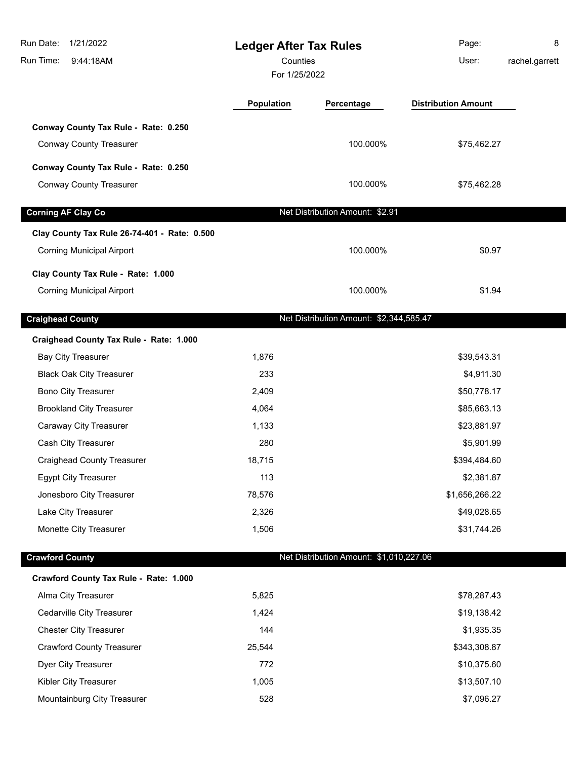# Ledger After Tax Rules

Counties

For 1/25/2022

| | Population | Percentage | Distribution Amount |
|---|---|---|---|
| **Conway County Tax Rule - Rate: 0.250** | | | |
| Conway County Treasurer | | 100.000% | $75,462.27 |
| **Conway County Tax Rule - Rate: 0.250** | | | |
| Conway County Treasurer | | 100.000% | $75,462.28 |

## Corning AF Clay Co

Net Distribution Amount: $2.91

| | Population | Percentage | Distribution Amount |
|---|---|---|---|
| **Clay County Tax Rule 26-74-401 - Rate: 0.500** | | | |
| Corning Municipal Airport | | 100.000% | $0.97 |
| **Clay County Tax Rule - Rate: 1.000** | | | |
| Corning Municipal Airport | | 100.000% | $1.94 |

## Craighead County

Net Distribution Amount: $2,344,585.47

| | Population | Percentage | Distribution Amount |
|---|---|---|---|
| **Craighead County Tax Rule - Rate: 1.000** | | | |
| Bay City Treasurer | 1,876 | | $39,543.31 |
| Black Oak City Treasurer | 233 | | $4,911.30 |
| Bono City Treasurer | 2,409 | | $50,778.17 |
| Brookland City Treasurer | 4,064 | | $85,663.13 |
| Caraway City Treasurer | 1,133 | | $23,881.97 |
| Cash City Treasurer | 280 | | $5,901.99 |
| Craighead County Treasurer | 18,715 | | $394,484.60 |
| Egypt City Treasurer | 113 | | $2,381.87 |
| Jonesboro City Treasurer | 78,576 | | $1,656,266.22 |
| Lake City Treasurer | 2,326 | | $49,028.65 |
| Monette City Treasurer | 1,506 | | $31,744.26 |

## Crawford County

Net Distribution Amount: $1,010,227.06

| | Population | Percentage | Distribution Amount |
|---|---|---|---|
| **Crawford County Tax Rule - Rate: 1.000** | | | |
| Alma City Treasurer | 5,825 | | $78,287.43 |
| Cedarville City Treasurer | 1,424 | | $19,138.42 |
| Chester City Treasurer | 144 | | $1,935.35 |
| Crawford County Treasurer | 25,544 | | $343,308.87 |
| Dyer City Treasurer | 772 | | $10,375.60 |
| Kibler City Treasurer | 1,005 | | $13,507.10 |
| Mountainburg City Treasurer | 528 | | $7,096.27 |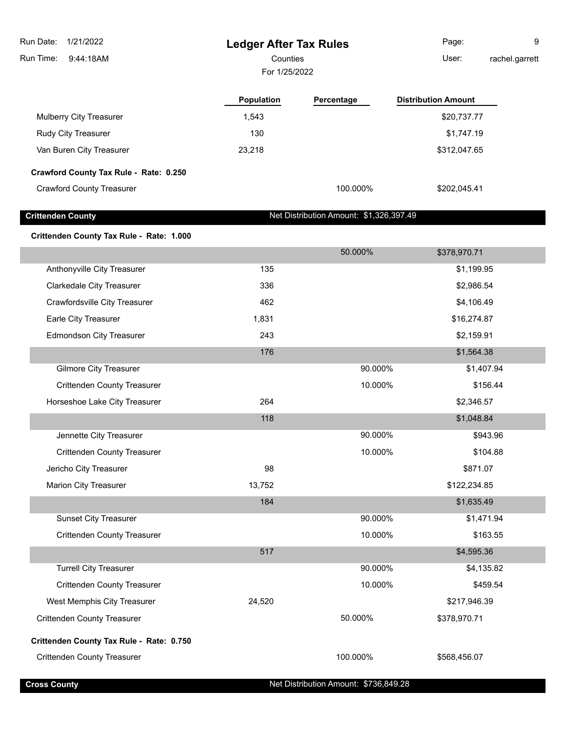## Ledger After Tax Rules

Counties

For 1/25/2022

| | Population | Percentage | Distribution Amount |
|---|---|---|---|
| Mulberry City Treasurer | 1,543 | | $20,737.77 |
| Rudy City Treasurer | 130 | | $1,747.19 |
| Van Buren City Treasurer | 23,218 | | $312,047.65 |
| **Crawford County Tax Rule - Rate: 0.250** | | | |
| Crawford County Treasurer | | 100.000% | $202,045.41 |

### Crittenden County — Net Distribution Amount: $1,326,397.49

| | Population | Percentage | Distribution Amount |
|---|---|---|---|
| **Crittenden County Tax Rule - Rate: 1.000** | | | |
| | | 50.000% | $378,970.71 |
| Anthonyville City Treasurer | 135 | | $1,199.95 |
| Clarkedale City Treasurer | 336 | | $2,986.54 |
| Crawfordsville City Treasurer | 462 | | $4,106.49 |
| Earle City Treasurer | 1,831 | | $16,274.87 |
| Edmondson City Treasurer | 243 | | $2,159.91 |
| | 176 | | $1,564.38 |
| Gilmore City Treasurer | | 90.000% | $1,407.94 |
| Crittenden County Treasurer | | 10.000% | $156.44 |
| Horseshoe Lake City Treasurer | 264 | | $2,346.57 |
| | 118 | | $1,048.84 |
| Jennette City Treasurer | | 90.000% | $943.96 |
| Crittenden County Treasurer | | 10.000% | $104.88 |
| Jericho City Treasurer | 98 | | $871.07 |
| Marion City Treasurer | 13,752 | | $122,234.85 |
| | 184 | | $1,635.49 |
| Sunset City Treasurer | | 90.000% | $1,471.94 |
| Crittenden County Treasurer | | 10.000% | $163.55 |
| | 517 | | $4,595.36 |
| Turrell City Treasurer | | 90.000% | $4,135.82 |
| Crittenden County Treasurer | | 10.000% | $459.54 |
| West Memphis City Treasurer | 24,520 | | $217,946.39 |
| Crittenden County Treasurer | | 50.000% | $378,970.71 |
| **Crittenden County Tax Rule - Rate: 0.750** | | | |
| Crittenden County Treasurer | | 100.000% | $568,456.07 |

### Cross County — Net Distribution Amount: $736,849.28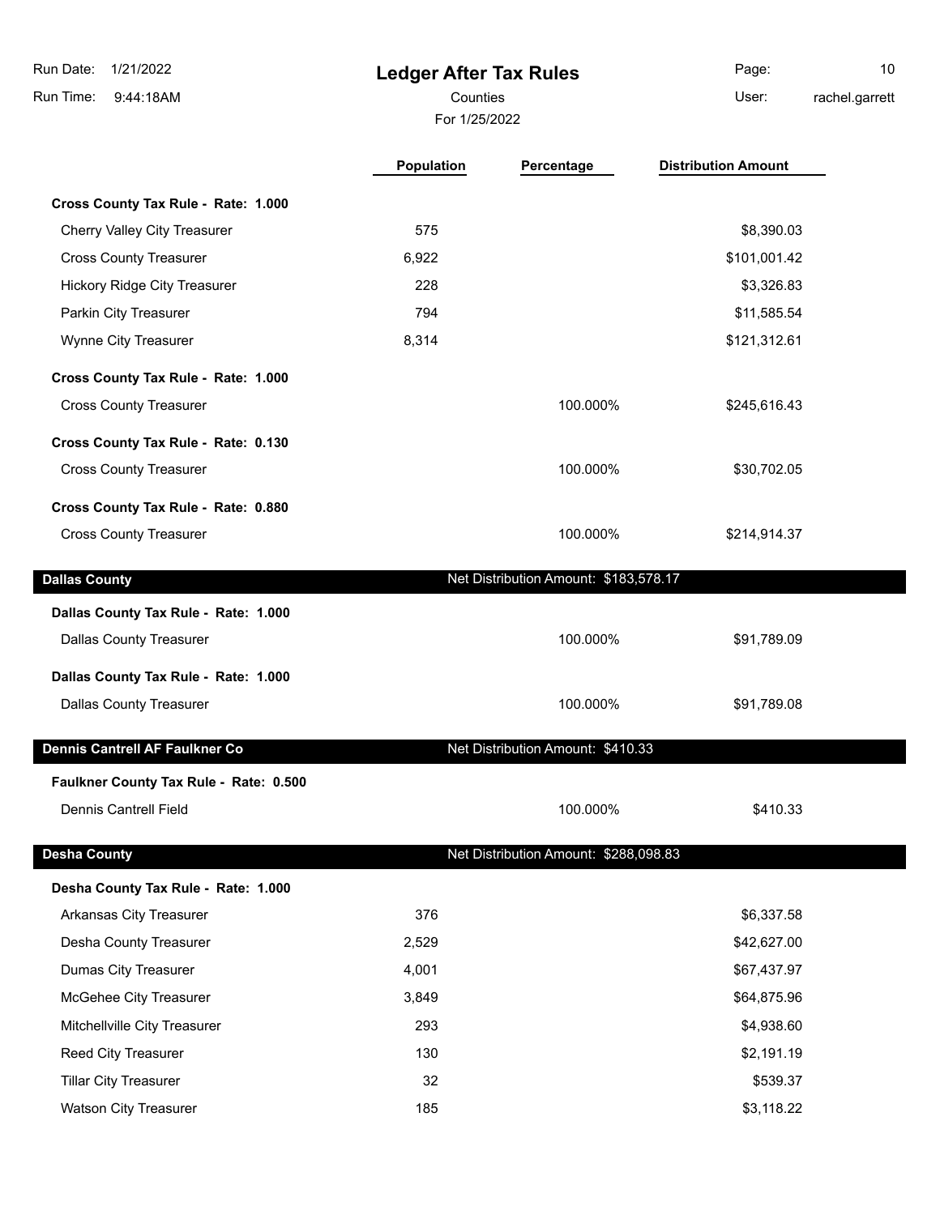# Ledger After Tax Rules

Counties

For 1/25/2022

| | Population | Percentage | Distribution Amount |
|---|---|---|---|
| **Cross County Tax Rule - Rate: 1.000** | | | |
| Cherry Valley City Treasurer | 575 | | $8,390.03 |
| Cross County Treasurer | 6,922 | | $101,001.42 |
| Hickory Ridge City Treasurer | 228 | | $3,326.83 |
| Parkin City Treasurer | 794 | | $11,585.54 |
| Wynne City Treasurer | 8,314 | | $121,312.61 |
| **Cross County Tax Rule - Rate: 1.000** | | | |
| Cross County Treasurer | | 100.000% | $245,616.43 |
| **Cross County Tax Rule - Rate: 0.130** | | | |
| Cross County Treasurer | | 100.000% | $30,702.05 |
| **Cross County Tax Rule - Rate: 0.880** | | | |
| Cross County Treasurer | | 100.000% | $214,914.37 |

**Dallas County** — Net Distribution Amount: $183,578.17

| | Population | Percentage | Distribution Amount |
|---|---|---|---|
| **Dallas County Tax Rule - Rate: 1.000** | | | |
| Dallas County Treasurer | | 100.000% | $91,789.09 |
| **Dallas County Tax Rule - Rate: 1.000** | | | |
| Dallas County Treasurer | | 100.000% | $91,789.08 |

**Dennis Cantrell AF Faulkner Co** — Net Distribution Amount: $410.33

| | Population | Percentage | Distribution Amount |
|---|---|---|---|
| **Faulkner County Tax Rule - Rate: 0.500** | | | |
| Dennis Cantrell Field | | 100.000% | $410.33 |

**Desha County** — Net Distribution Amount: $288,098.83

| | Population | Percentage | Distribution Amount |
|---|---|---|---|
| **Desha County Tax Rule - Rate: 1.000** | | | |
| Arkansas City Treasurer | 376 | | $6,337.58 |
| Desha County Treasurer | 2,529 | | $42,627.00 |
| Dumas City Treasurer | 4,001 | | $67,437.97 |
| McGehee City Treasurer | 3,849 | | $64,875.96 |
| Mitchellville City Treasurer | 293 | | $4,938.60 |
| Reed City Treasurer | 130 | | $2,191.19 |
| Tillar City Treasurer | 32 | | $539.37 |
| Watson City Treasurer | 185 | | $3,118.22 |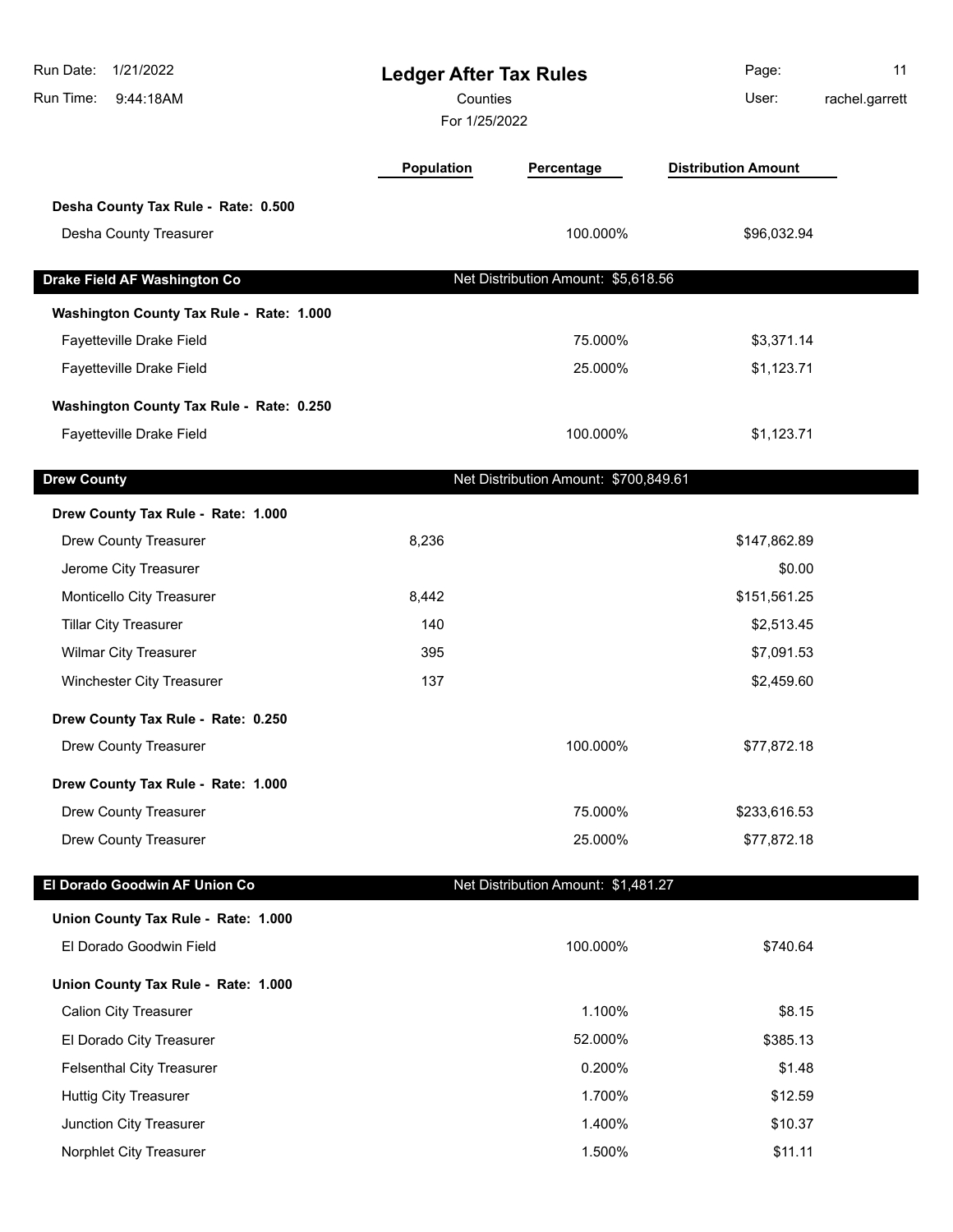# Ledger After Tax Rules

Counties

For 1/25/2022

| | Population | Percentage | Distribution Amount |
|---|---|---|---|
| **Desha County Tax Rule - Rate: 0.500** | | | |
| Desha County Treasurer | | 100.000% | $96,032.94 |
| **Drake Field AF Washington Co** | | Net Distribution Amount: $5,618.56 | |
| **Washington County Tax Rule - Rate: 1.000** | | | |
| Fayetteville Drake Field | | 75.000% | $3,371.14 |
| Fayetteville Drake Field | | 25.000% | $1,123.71 |
| **Washington County Tax Rule - Rate: 0.250** | | | |
| Fayetteville Drake Field | | 100.000% | $1,123.71 |
| **Drew County** | | Net Distribution Amount: $700,849.61 | |
| **Drew County Tax Rule - Rate: 1.000** | | | |
| Drew County Treasurer | 8,236 | | $147,862.89 |
| Jerome City Treasurer | | | $0.00 |
| Monticello City Treasurer | 8,442 | | $151,561.25 |
| Tillar City Treasurer | 140 | | $2,513.45 |
| Wilmar City Treasurer | 395 | | $7,091.53 |
| Winchester City Treasurer | 137 | | $2,459.60 |
| **Drew County Tax Rule - Rate: 0.250** | | | |
| Drew County Treasurer | | 100.000% | $77,872.18 |
| **Drew County Tax Rule - Rate: 1.000** | | | |
| Drew County Treasurer | | 75.000% | $233,616.53 |
| Drew County Treasurer | | 25.000% | $77,872.18 |
| **El Dorado Goodwin AF Union Co** | | Net Distribution Amount: $1,481.27 | |
| **Union County Tax Rule - Rate: 1.000** | | | |
| El Dorado Goodwin Field | | 100.000% | $740.64 |
| **Union County Tax Rule - Rate: 1.000** | | | |
| Calion City Treasurer | | 1.100% | $8.15 |
| El Dorado City Treasurer | | 52.000% | $385.13 |
| Felsenthal City Treasurer | | 0.200% | $1.48 |
| Huttig City Treasurer | | 1.700% | $12.59 |
| Junction City Treasurer | | 1.400% | $10.37 |
| Norphlet City Treasurer | | 1.500% | $11.11 |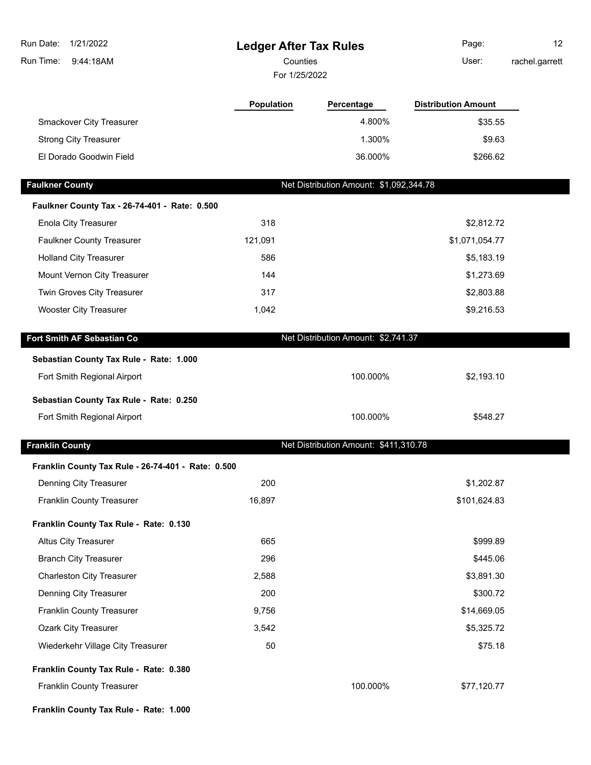## Ledger After Tax Rules

Counties

For 1/25/2022

| | Population | Percentage | Distribution Amount |
|---|---|---|---|
| Smackover City Treasurer | | 4.800% | $35.55 |
| Strong City Treasurer | | 1.300% | $9.63 |
| El Dorado Goodwin Field | | 36.000% | $266.62 |

### Faulkner County — Net Distribution Amount: $1,092,344.78

**Faulkner County Tax - 26-74-401 - Rate: 0.500**

| | Population | Percentage | Distribution Amount |
|---|---|---|---|
| Enola City Treasurer | 318 | | $2,812.72 |
| Faulkner County Treasurer | 121,091 | | $1,071,054.77 |
| Holland City Treasurer | 586 | | $5,183.19 |
| Mount Vernon City Treasurer | 144 | | $1,273.69 |
| Twin Groves City Treasurer | 317 | | $2,803.88 |
| Wooster City Treasurer | 1,042 | | $9,216.53 |

### Fort Smith AF Sebastian Co — Net Distribution Amount: $2,741.37

**Sebastian County Tax Rule - Rate: 1.000**

| | Population | Percentage | Distribution Amount |
|---|---|---|---|
| Fort Smith Regional Airport | | 100.000% | $2,193.10 |

**Sebastian County Tax Rule - Rate: 0.250**

| | Population | Percentage | Distribution Amount |
|---|---|---|---|
| Fort Smith Regional Airport | | 100.000% | $548.27 |

### Franklin County — Net Distribution Amount: $411,310.78

**Franklin County Tax Rule - 26-74-401 - Rate: 0.500**

| | Population | Percentage | Distribution Amount |
|---|---|---|---|
| Denning City Treasurer | 200 | | $1,202.87 |
| Franklin County Treasurer | 16,897 | | $101,624.83 |

**Franklin County Tax Rule - Rate: 0.130**

| | Population | Percentage | Distribution Amount |
|---|---|---|---|
| Altus City Treasurer | 665 | | $999.89 |
| Branch City Treasurer | 296 | | $445.06 |
| Charleston City Treasurer | 2,588 | | $3,891.30 |
| Denning City Treasurer | 200 | | $300.72 |
| Franklin County Treasurer | 9,756 | | $14,669.05 |
| Ozark City Treasurer | 3,542 | | $5,325.72 |
| Wiederkehr Village City Treasurer | 50 | | $75.18 |

**Franklin County Tax Rule - Rate: 0.380**

| | Population | Percentage | Distribution Amount |
|---|---|---|---|
| Franklin County Treasurer | | 100.000% | $77,120.77 |

**Franklin County Tax Rule - Rate: 1.000**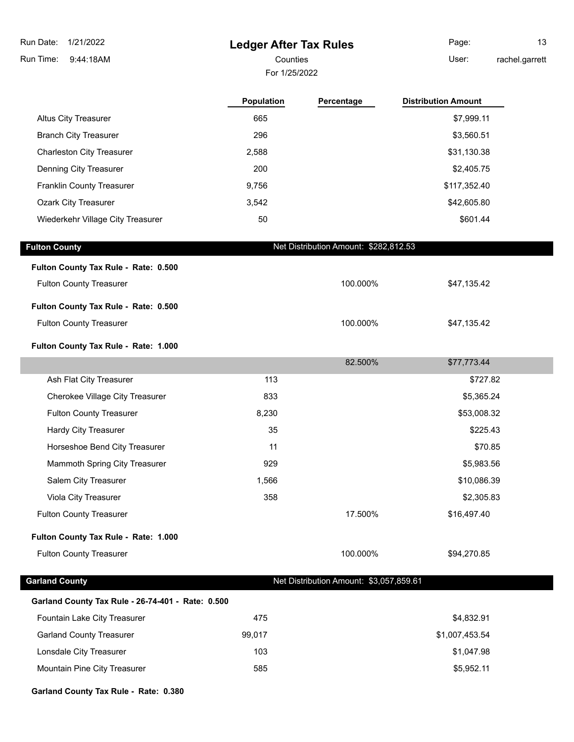| | Population | Percentage | Distribution Amount |
|---|---|---|---|
| Altus City Treasurer | 665 | | $7,999.11 |
| Branch City Treasurer | 296 | | $3,560.51 |
| Charleston City Treasurer | 2,588 | | $31,130.38 |
| Denning City Treasurer | 200 | | $2,405.75 |
| Franklin County Treasurer | 9,756 | | $117,352.40 |
| Ozark City Treasurer | 3,542 | | $42,605.80 |
| Wiederkehr Village City Treasurer | 50 | | $601.44 |

## Fulton County

Net Distribution Amount: $282,812.53

**Fulton County Tax Rule - Rate: 0.500**

| | Population | Percentage | Distribution Amount |
|---|---|---|---|
| Fulton County Treasurer | | 100.000% | $47,135.42 |

**Fulton County Tax Rule - Rate: 0.500**

| | Population | Percentage | Distribution Amount |
|---|---|---|---|
| Fulton County Treasurer | | 100.000% | $47,135.42 |

**Fulton County Tax Rule - Rate: 1.000**

| | Population | Percentage | Distribution Amount |
|---|---|---|---|
| | | 82.500% | $77,773.44 |
| Ash Flat City Treasurer | 113 | | $727.82 |
| Cherokee Village City Treasurer | 833 | | $5,365.24 |
| Fulton County Treasurer | 8,230 | | $53,008.32 |
| Hardy City Treasurer | 35 | | $225.43 |
| Horseshoe Bend City Treasurer | 11 | | $70.85 |
| Mammoth Spring City Treasurer | 929 | | $5,983.56 |
| Salem City Treasurer | 1,566 | | $10,086.39 |
| Viola City Treasurer | 358 | | $2,305.83 |
| Fulton County Treasurer | | 17.500% | $16,497.40 |

**Fulton County Tax Rule - Rate: 1.000**

| | Population | Percentage | Distribution Amount |
|---|---|---|---|
| Fulton County Treasurer | | 100.000% | $94,270.85 |

## Garland County

Net Distribution Amount: $3,057,859.61

**Garland County Tax Rule - 26-74-401 - Rate: 0.500**

| | Population | Percentage | Distribution Amount |
|---|---|---|---|
| Fountain Lake City Treasurer | 475 | | $4,832.91 |
| Garland County Treasurer | 99,017 | | $1,007,453.54 |
| Lonsdale City Treasurer | 103 | | $1,047.98 |
| Mountain Pine City Treasurer | 585 | | $5,952.11 |

**Garland County Tax Rule - Rate: 0.380**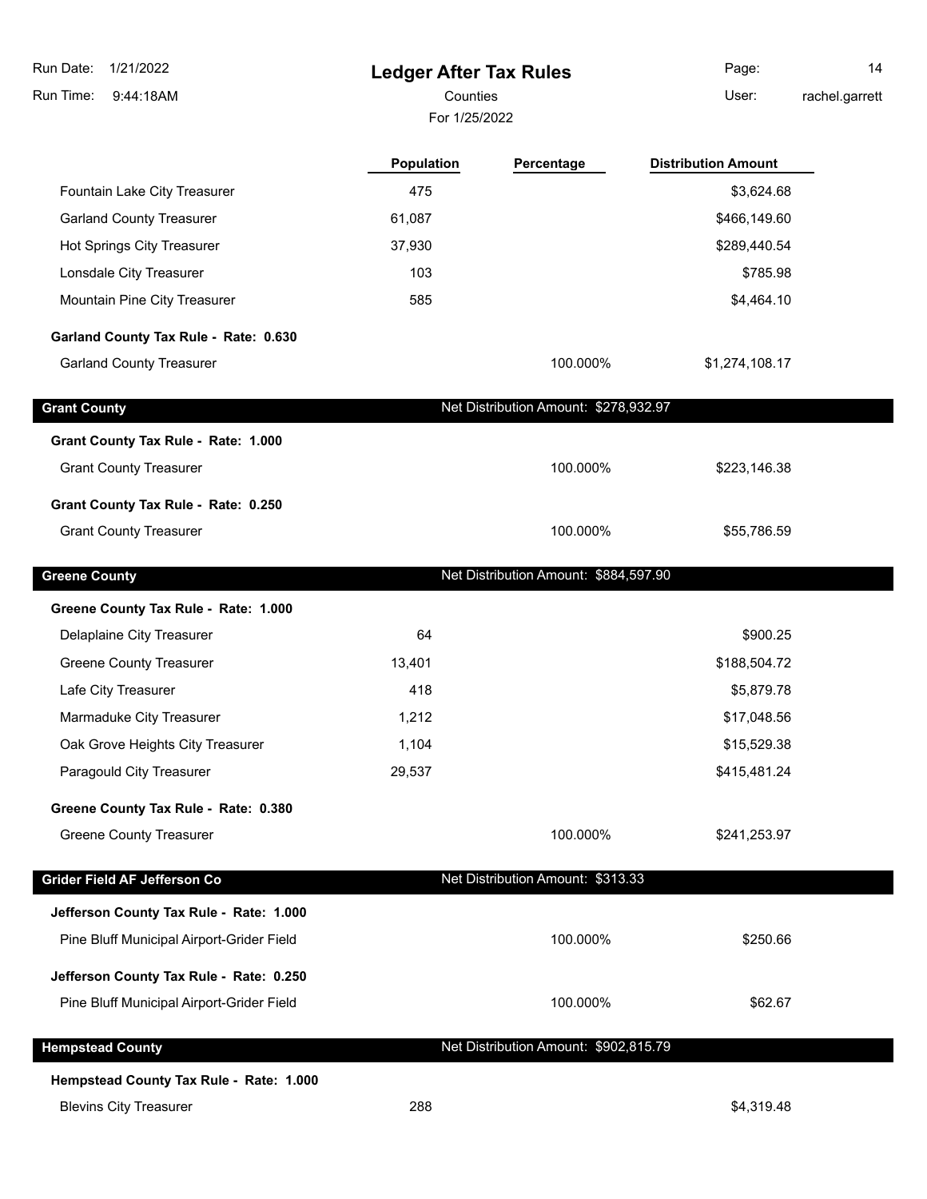# Ledger After Tax Rules

Run Date: 1/21/2022
Run Time: 9:44:18AM
Counties
For 1/25/2022
User: rachel.garrett

| | Population | Percentage | Distribution Amount |
|---|---|---|---|
| Fountain Lake City Treasurer | 475 | | $3,624.68 |
| Garland County Treasurer | 61,087 | | $466,149.60 |
| Hot Springs City Treasurer | 37,930 | | $289,440.54 |
| Lonsdale City Treasurer | 103 | | $785.98 |
| Mountain Pine City Treasurer | 585 | | $4,464.10 |
| **Garland County Tax Rule - Rate: 0.630** | | | |
| Garland County Treasurer | | 100.000% | $1,274,108.17 |
| **Grant County** | | **Net Distribution Amount: $278,932.97** | |
| **Grant County Tax Rule - Rate: 1.000** | | | |
| Grant County Treasurer | | 100.000% | $223,146.38 |
| **Grant County Tax Rule - Rate: 0.250** | | | |
| Grant County Treasurer | | 100.000% | $55,786.59 |
| **Greene County** | | **Net Distribution Amount: $884,597.90** | |
| **Greene County Tax Rule - Rate: 1.000** | | | |
| Delaplaine City Treasurer | 64 | | $900.25 |
| Greene County Treasurer | 13,401 | | $188,504.72 |
| Lafe City Treasurer | 418 | | $5,879.78 |
| Marmaduke City Treasurer | 1,212 | | $17,048.56 |
| Oak Grove Heights City Treasurer | 1,104 | | $15,529.38 |
| Paragould City Treasurer | 29,537 | | $415,481.24 |
| **Greene County Tax Rule - Rate: 0.380** | | | |
| Greene County Treasurer | | 100.000% | $241,253.97 |
| **Grider Field AF Jefferson Co** | | **Net Distribution Amount: $313.33** | |
| **Jefferson County Tax Rule - Rate: 1.000** | | | |
| Pine Bluff Municipal Airport-Grider Field | | 100.000% | $250.66 |
| **Jefferson County Tax Rule - Rate: 0.250** | | | |
| Pine Bluff Municipal Airport-Grider Field | | 100.000% | $62.67 |
| **Hempstead County** | | **Net Distribution Amount: $902,815.79** | |
| **Hempstead County Tax Rule - Rate: 1.000** | | | |
| Blevins City Treasurer | 288 | | $4,319.48 |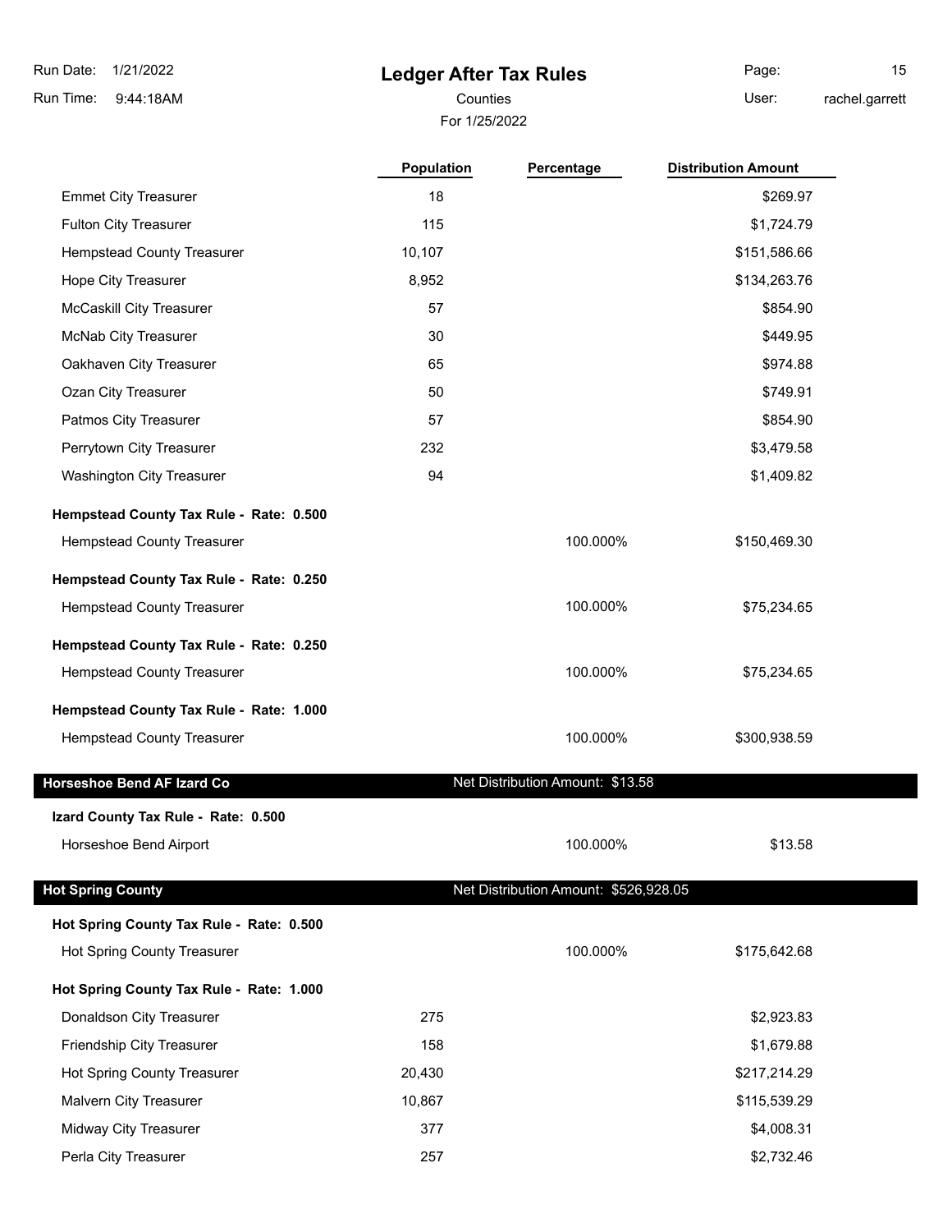# Ledger After Tax Rules

Counties

For 1/25/2022

| | Population | Percentage | Distribution Amount |
|---|---|---|---|
| Emmet City Treasurer | 18 | | $269.97 |
| Fulton City Treasurer | 115 | | $1,724.79 |
| Hempstead County Treasurer | 10,107 | | $151,586.66 |
| Hope City Treasurer | 8,952 | | $134,263.76 |
| McCaskill City Treasurer | 57 | | $854.90 |
| McNab City Treasurer | 30 | | $449.95 |
| Oakhaven City Treasurer | 65 | | $974.88 |
| Ozan City Treasurer | 50 | | $749.91 |
| Patmos City Treasurer | 57 | | $854.90 |
| Perrytown City Treasurer | 232 | | $3,479.58 |
| Washington City Treasurer | 94 | | $1,409.82 |
| **Hempstead County Tax Rule - Rate: 0.500** | | | |
| Hempstead County Treasurer | | 100.000% | $150,469.30 |
| **Hempstead County Tax Rule - Rate: 0.250** | | | |
| Hempstead County Treasurer | | 100.000% | $75,234.65 |
| **Hempstead County Tax Rule - Rate: 0.250** | | | |
| Hempstead County Treasurer | | 100.000% | $75,234.65 |
| **Hempstead County Tax Rule - Rate: 1.000** | | | |
| Hempstead County Treasurer | | 100.000% | $300,938.59 |

## Horseshoe Bend AF Izard Co — Net Distribution Amount: $13.58

| | Population | Percentage | Distribution Amount |
|---|---|---|---|
| **Izard County Tax Rule - Rate: 0.500** | | | |
| Horseshoe Bend Airport | | 100.000% | $13.58 |

## Hot Spring County — Net Distribution Amount: $526,928.05

| | Population | Percentage | Distribution Amount |
|---|---|---|---|
| **Hot Spring County Tax Rule - Rate: 0.500** | | | |
| Hot Spring County Treasurer | | 100.000% | $175,642.68 |
| **Hot Spring County Tax Rule - Rate: 1.000** | | | |
| Donaldson City Treasurer | 275 | | $2,923.83 |
| Friendship City Treasurer | 158 | | $1,679.88 |
| Hot Spring County Treasurer | 20,430 | | $217,214.29 |
| Malvern City Treasurer | 10,867 | | $115,539.29 |
| Midway City Treasurer | 377 | | $4,008.31 |
| Perla City Treasurer | 257 | | $2,732.46 |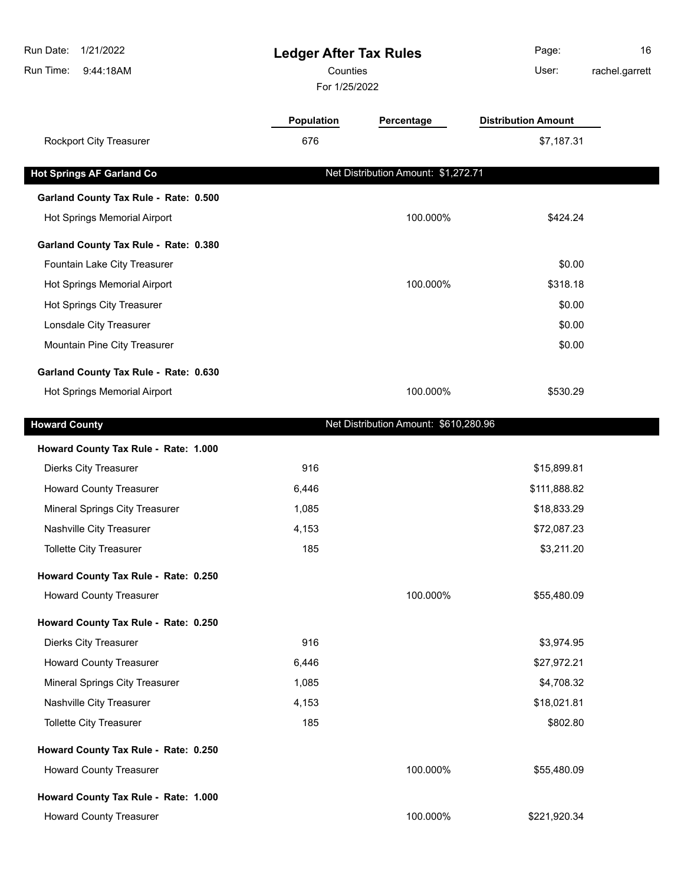| | Population | Percentage | Distribution Amount |
|---|---|---|---|
| Rockport City Treasurer | 676 | | $7,187.31 |

## Hot Springs AF Garland Co

Net Distribution Amount: $1,272.71

| | Population | Percentage | Distribution Amount |
|---|---|---|---|
| **Garland County Tax Rule - Rate: 0.500** | | | |
| Hot Springs Memorial Airport | | 100.000% | $424.24 |
| **Garland County Tax Rule - Rate: 0.380** | | | |
| Fountain Lake City Treasurer | | | $0.00 |
| Hot Springs Memorial Airport | | 100.000% | $318.18 |
| Hot Springs City Treasurer | | | $0.00 |
| Lonsdale City Treasurer | | | $0.00 |
| Mountain Pine City Treasurer | | | $0.00 |
| **Garland County Tax Rule - Rate: 0.630** | | | |
| Hot Springs Memorial Airport | | 100.000% | $530.29 |

## Howard County

Net Distribution Amount: $610,280.96

| | Population | Percentage | Distribution Amount |
|---|---|---|---|
| **Howard County Tax Rule - Rate: 1.000** | | | |
| Dierks City Treasurer | 916 | | $15,899.81 |
| Howard County Treasurer | 6,446 | | $111,888.82 |
| Mineral Springs City Treasurer | 1,085 | | $18,833.29 |
| Nashville City Treasurer | 4,153 | | $72,087.23 |
| Tollette City Treasurer | 185 | | $3,211.20 |
| **Howard County Tax Rule - Rate: 0.250** | | | |
| Howard County Treasurer | | 100.000% | $55,480.09 |
| **Howard County Tax Rule - Rate: 0.250** | | | |
| Dierks City Treasurer | 916 | | $3,974.95 |
| Howard County Treasurer | 6,446 | | $27,972.21 |
| Mineral Springs City Treasurer | 1,085 | | $4,708.32 |
| Nashville City Treasurer | 4,153 | | $18,021.81 |
| Tollette City Treasurer | 185 | | $802.80 |
| **Howard County Tax Rule - Rate: 0.250** | | | |
| Howard County Treasurer | | 100.000% | $55,480.09 |
| **Howard County Tax Rule - Rate: 1.000** | | | |
| Howard County Treasurer | | 100.000% | $221,920.34 |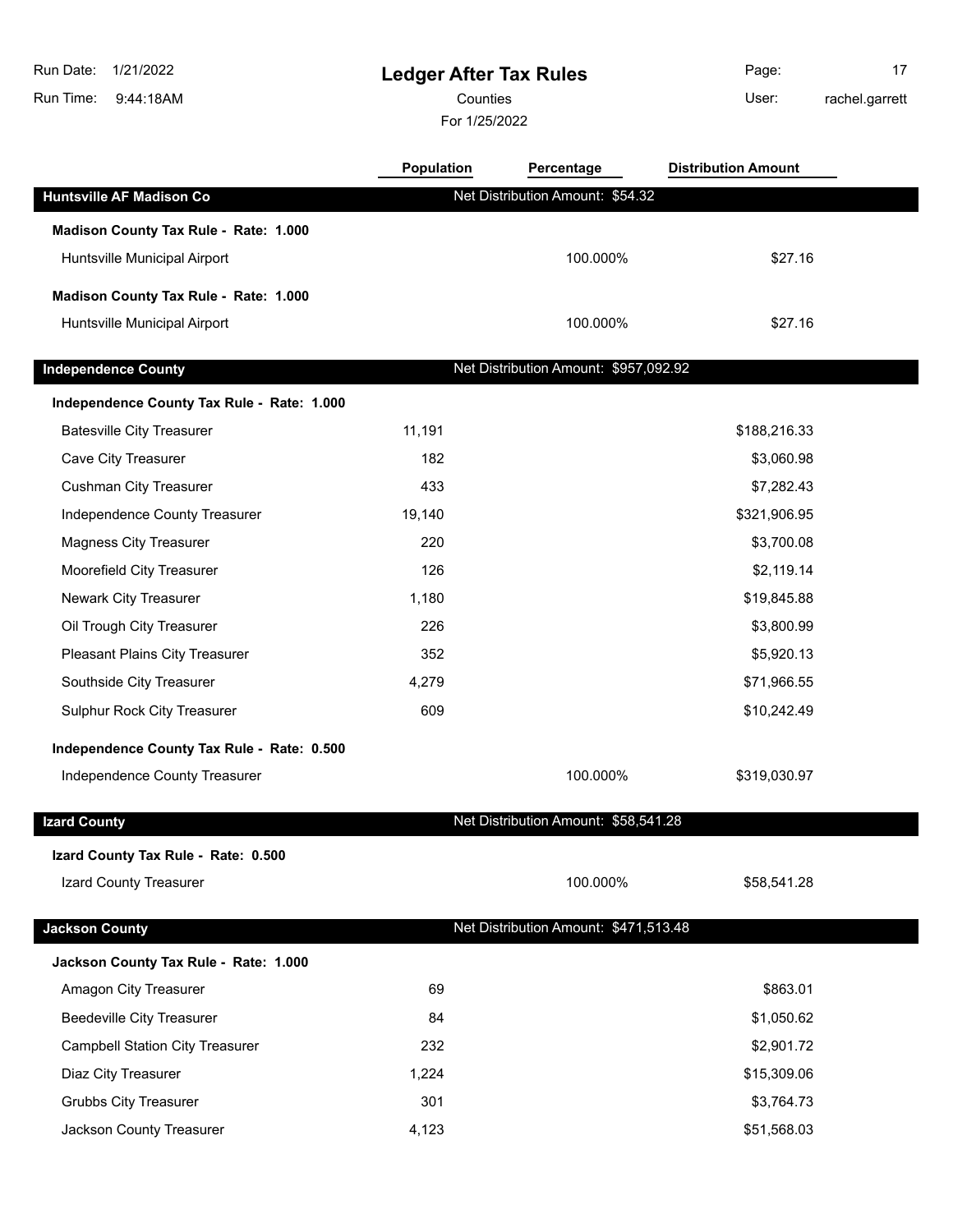# Ledger After Tax Rules

Counties

For 1/25/2022

| | Population | Percentage | Distribution Amount |
|---|---|---|---|
| **Huntsville AF Madison Co** | | Net Distribution Amount: $54.32 | |
| **Madison County Tax Rule - Rate: 1.000** | | | |
| Huntsville Municipal Airport | | 100.000% | $27.16 |
| **Madison County Tax Rule - Rate: 1.000** | | | |
| Huntsville Municipal Airport | | 100.000% | $27.16 |
| **Independence County** | | Net Distribution Amount: $957,092.92 | |
| **Independence County Tax Rule - Rate: 1.000** | | | |
| Batesville City Treasurer | 11,191 | | $188,216.33 |
| Cave City Treasurer | 182 | | $3,060.98 |
| Cushman City Treasurer | 433 | | $7,282.43 |
| Independence County Treasurer | 19,140 | | $321,906.95 |
| Magness City Treasurer | 220 | | $3,700.08 |
| Moorefield City Treasurer | 126 | | $2,119.14 |
| Newark City Treasurer | 1,180 | | $19,845.88 |
| Oil Trough City Treasurer | 226 | | $3,800.99 |
| Pleasant Plains City Treasurer | 352 | | $5,920.13 |
| Southside City Treasurer | 4,279 | | $71,966.55 |
| Sulphur Rock City Treasurer | 609 | | $10,242.49 |
| **Independence County Tax Rule - Rate: 0.500** | | | |
| Independence County Treasurer | | 100.000% | $319,030.97 |
| **Izard County** | | Net Distribution Amount: $58,541.28 | |
| **Izard County Tax Rule - Rate: 0.500** | | | |
| Izard County Treasurer | | 100.000% | $58,541.28 |
| **Jackson County** | | Net Distribution Amount: $471,513.48 | |
| **Jackson County Tax Rule - Rate: 1.000** | | | |
| Amagon City Treasurer | 69 | | $863.01 |
| Beedeville City Treasurer | 84 | | $1,050.62 |
| Campbell Station City Treasurer | 232 | | $2,901.72 |
| Diaz City Treasurer | 1,224 | | $15,309.06 |
| Grubbs City Treasurer | 301 | | $3,764.73 |
| Jackson County Treasurer | 4,123 | | $51,568.03 |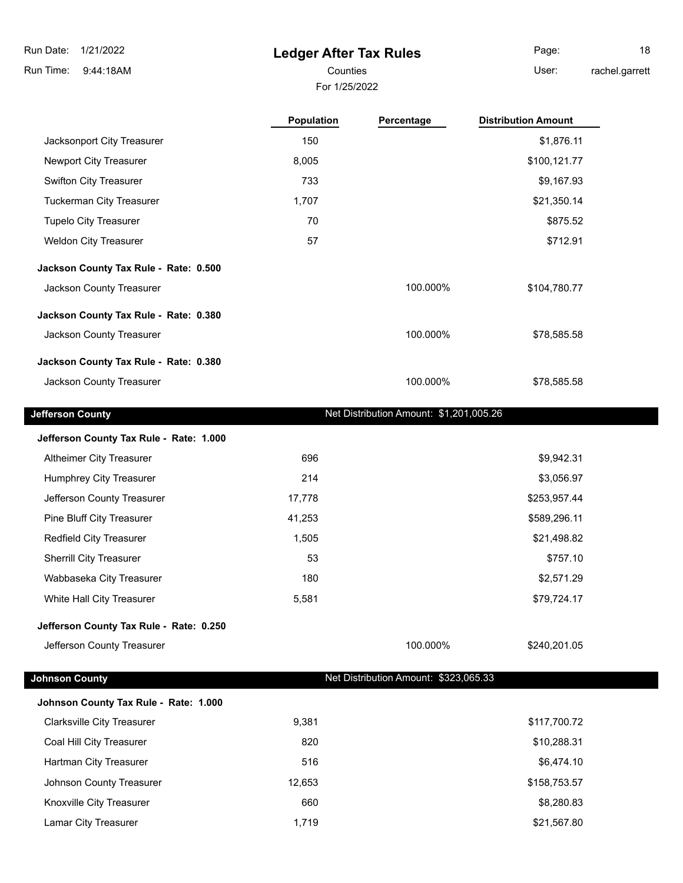# Ledger After Tax Rules

Counties

For 1/25/2022

| | Population | Percentage | Distribution Amount |
|---|---|---|---|
| Jacksonport City Treasurer | 150 | | $1,876.11 |
| Newport City Treasurer | 8,005 | | $100,121.77 |
| Swifton City Treasurer | 733 | | $9,167.93 |
| Tuckerman City Treasurer | 1,707 | | $21,350.14 |
| Tupelo City Treasurer | 70 | | $875.52 |
| Weldon City Treasurer | 57 | | $712.91 |
| **Jackson County Tax Rule - Rate: 0.500** | | | |
| Jackson County Treasurer | | 100.000% | $104,780.77 |
| **Jackson County Tax Rule - Rate: 0.380** | | | |
| Jackson County Treasurer | | 100.000% | $78,585.58 |
| **Jackson County Tax Rule - Rate: 0.380** | | | |
| Jackson County Treasurer | | 100.000% | $78,585.58 |

## Jefferson County

Net Distribution Amount: $1,201,005.26

| | Population | Percentage | Distribution Amount |
|---|---|---|---|
| **Jefferson County Tax Rule - Rate: 1.000** | | | |
| Altheimer City Treasurer | 696 | | $9,942.31 |
| Humphrey City Treasurer | 214 | | $3,056.97 |
| Jefferson County Treasurer | 17,778 | | $253,957.44 |
| Pine Bluff City Treasurer | 41,253 | | $589,296.11 |
| Redfield City Treasurer | 1,505 | | $21,498.82 |
| Sherrill City Treasurer | 53 | | $757.10 |
| Wabbaseka City Treasurer | 180 | | $2,571.29 |
| White Hall City Treasurer | 5,581 | | $79,724.17 |
| **Jefferson County Tax Rule - Rate: 0.250** | | | |
| Jefferson County Treasurer | | 100.000% | $240,201.05 |

## Johnson County

Net Distribution Amount: $323,065.33

| | Population | Percentage | Distribution Amount |
|---|---|---|---|
| **Johnson County Tax Rule - Rate: 1.000** | | | |
| Clarksville City Treasurer | 9,381 | | $117,700.72 |
| Coal Hill City Treasurer | 820 | | $10,288.31 |
| Hartman City Treasurer | 516 | | $6,474.10 |
| Johnson County Treasurer | 12,653 | | $158,753.57 |
| Knoxville City Treasurer | 660 | | $8,280.83 |
| Lamar City Treasurer | 1,719 | | $21,567.80 |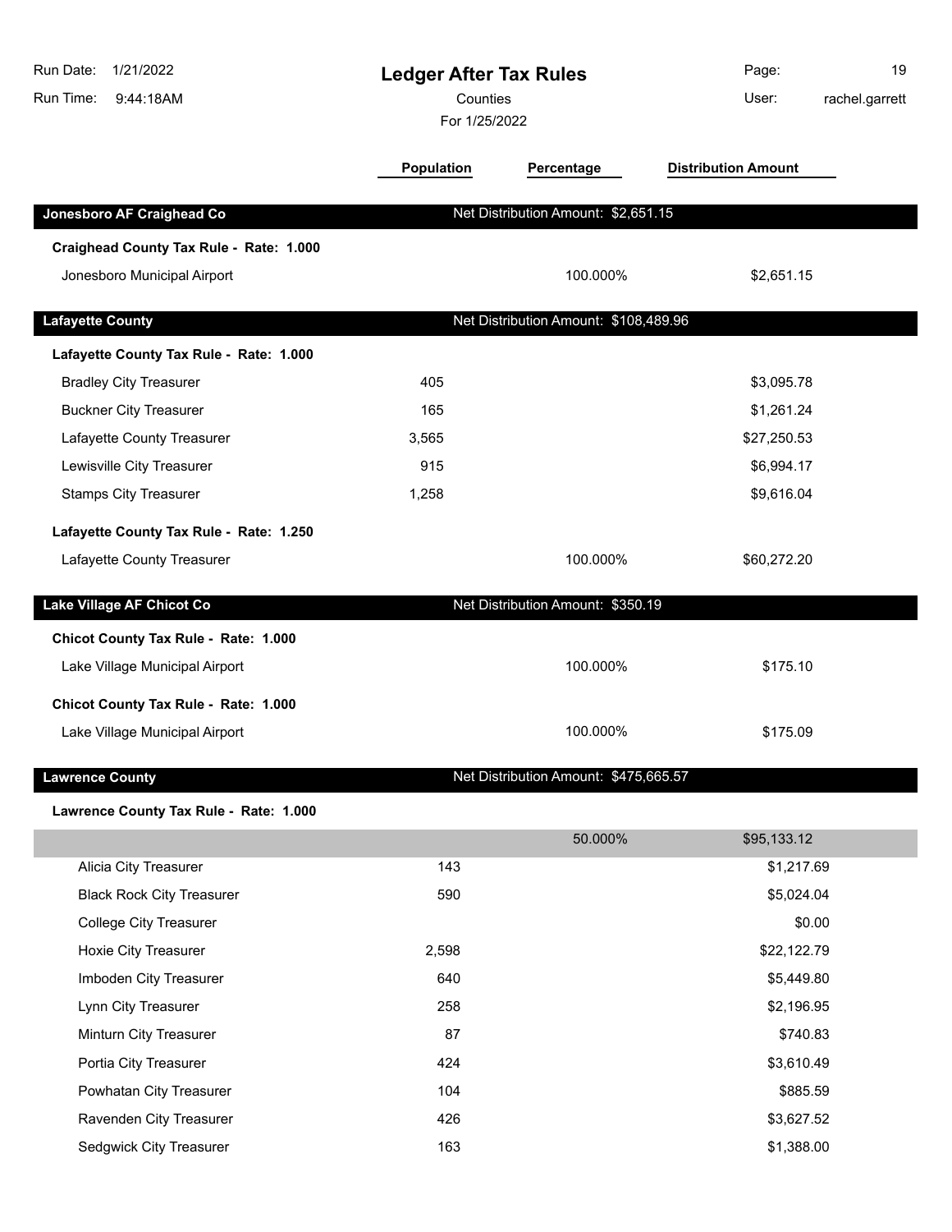# Ledger After Tax Rules

Counties

For 1/25/2022

Run Date: 1/21/2022
Run Time: 9:44:18AM
User: rachel.garrett

| | Population | Percentage | Distribution Amount |
|---|---|---|---|
| **Jonesboro AF Craighead Co** | Net Distribution Amount: $2,651.15 | | |
| **Craighead County Tax Rule - Rate: 1.000** | | | |
| Jonesboro Municipal Airport | | 100.000% | $2,651.15 |
| **Lafayette County** | Net Distribution Amount: $108,489.96 | | |
| **Lafayette County Tax Rule - Rate: 1.000** | | | |
| Bradley City Treasurer | 405 | | $3,095.78 |
| Buckner City Treasurer | 165 | | $1,261.24 |
| Lafayette County Treasurer | 3,565 | | $27,250.53 |
| Lewisville City Treasurer | 915 | | $6,994.17 |
| Stamps City Treasurer | 1,258 | | $9,616.04 |
| **Lafayette County Tax Rule - Rate: 1.250** | | | |
| Lafayette County Treasurer | | 100.000% | $60,272.20 |
| **Lake Village AF Chicot Co** | Net Distribution Amount: $350.19 | | |
| **Chicot County Tax Rule - Rate: 1.000** | | | |
| Lake Village Municipal Airport | | 100.000% | $175.10 |
| **Chicot County Tax Rule - Rate: 1.000** | | | |
| Lake Village Municipal Airport | | 100.000% | $175.09 |
| **Lawrence County** | Net Distribution Amount: $475,665.57 | | |
| **Lawrence County Tax Rule - Rate: 1.000** | | | |
| | | 50.000% | $95,133.12 |
| Alicia City Treasurer | 143 | | $1,217.69 |
| Black Rock City Treasurer | 590 | | $5,024.04 |
| College City Treasurer | | | $0.00 |
| Hoxie City Treasurer | 2,598 | | $22,122.79 |
| Imboden City Treasurer | 640 | | $5,449.80 |
| Lynn City Treasurer | 258 | | $2,196.95 |
| Minturn City Treasurer | 87 | | $740.83 |
| Portia City Treasurer | 424 | | $3,610.49 |
| Powhatan City Treasurer | 104 | | $885.59 |
| Ravenden City Treasurer | 426 | | $3,627.52 |
| Sedgwick City Treasurer | 163 | | $1,388.00 |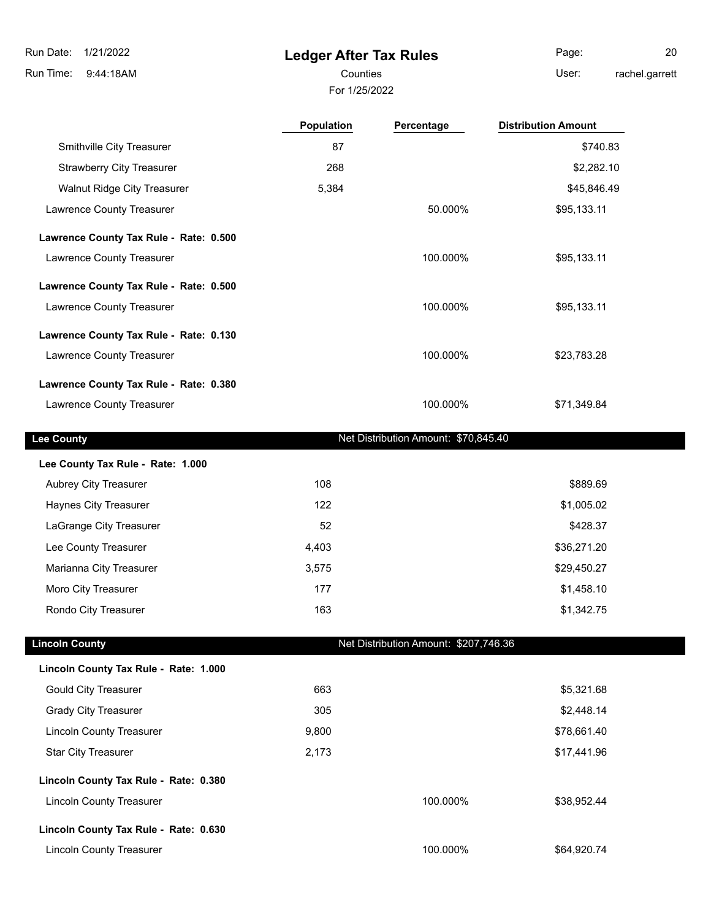# Ledger After Tax Rules

Counties

For 1/25/2022

| | Population | Percentage | Distribution Amount |
|---|---|---|---|
| Smithville City Treasurer | 87 | | $740.83 |
| Strawberry City Treasurer | 268 | | $2,282.10 |
| Walnut Ridge City Treasurer | 5,384 | | $45,846.49 |
| Lawrence County Treasurer | | 50.000% | $95,133.11 |
| **Lawrence County Tax Rule - Rate: 0.500** | | | |
| Lawrence County Treasurer | | 100.000% | $95,133.11 |
| **Lawrence County Tax Rule - Rate: 0.500** | | | |
| Lawrence County Treasurer | | 100.000% | $95,133.11 |
| **Lawrence County Tax Rule - Rate: 0.130** | | | |
| Lawrence County Treasurer | | 100.000% | $23,783.28 |
| **Lawrence County Tax Rule - Rate: 0.380** | | | |
| Lawrence County Treasurer | | 100.000% | $71,349.84 |

## Lee County

Net Distribution Amount: $70,845.40

| | Population | Percentage | Distribution Amount |
|---|---|---|---|
| **Lee County Tax Rule - Rate: 1.000** | | | |
| Aubrey City Treasurer | 108 | | $889.69 |
| Haynes City Treasurer | 122 | | $1,005.02 |
| LaGrange City Treasurer | 52 | | $428.37 |
| Lee County Treasurer | 4,403 | | $36,271.20 |
| Marianna City Treasurer | 3,575 | | $29,450.27 |
| Moro City Treasurer | 177 | | $1,458.10 |
| Rondo City Treasurer | 163 | | $1,342.75 |

## Lincoln County

Net Distribution Amount: $207,746.36

| | Population | Percentage | Distribution Amount |
|---|---|---|---|
| **Lincoln County Tax Rule - Rate: 1.000** | | | |
| Gould City Treasurer | 663 | | $5,321.68 |
| Grady City Treasurer | 305 | | $2,448.14 |
| Lincoln County Treasurer | 9,800 | | $78,661.40 |
| Star City Treasurer | 2,173 | | $17,441.96 |
| **Lincoln County Tax Rule - Rate: 0.380** | | | |
| Lincoln County Treasurer | | 100.000% | $38,952.44 |
| **Lincoln County Tax Rule - Rate: 0.630** | | | |
| Lincoln County Treasurer | | 100.000% | $64,920.74 |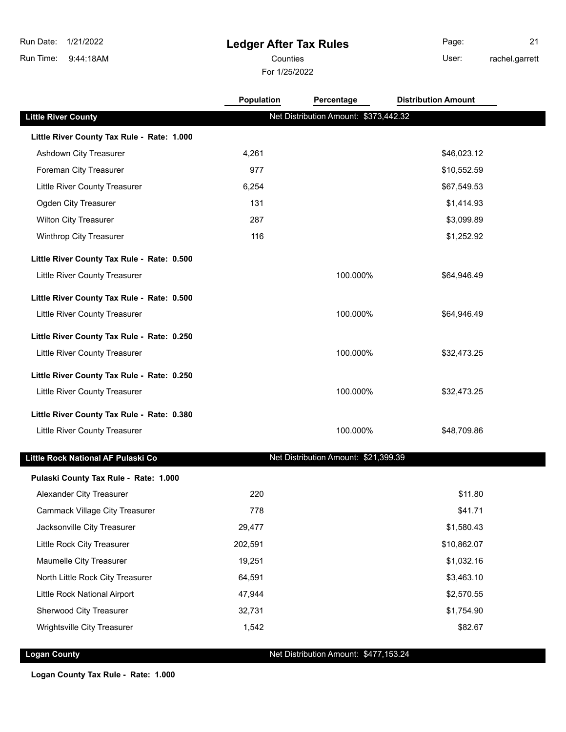# Ledger After Tax Rules

Counties

For 1/25/2022

Run Date: 1/21/2022
Run Time: 9:44:18AM
User: rachel.garrett

| | Population | Percentage | Distribution Amount |
|---|---|---|---|
| **Little River County** | Net Distribution Amount: $373,442.32 | | |
| **Little River County Tax Rule - Rate: 1.000** | | | |
| Ashdown City Treasurer | 4,261 | | $46,023.12 |
| Foreman City Treasurer | 977 | | $10,552.59 |
| Little River County Treasurer | 6,254 | | $67,549.53 |
| Ogden City Treasurer | 131 | | $1,414.93 |
| Wilton City Treasurer | 287 | | $3,099.89 |
| Winthrop City Treasurer | 116 | | $1,252.92 |
| **Little River County Tax Rule - Rate: 0.500** | | | |
| Little River County Treasurer | | 100.000% | $64,946.49 |
| **Little River County Tax Rule - Rate: 0.500** | | | |
| Little River County Treasurer | | 100.000% | $64,946.49 |
| **Little River County Tax Rule - Rate: 0.250** | | | |
| Little River County Treasurer | | 100.000% | $32,473.25 |
| **Little River County Tax Rule - Rate: 0.250** | | | |
| Little River County Treasurer | | 100.000% | $32,473.25 |
| **Little River County Tax Rule - Rate: 0.380** | | | |
| Little River County Treasurer | | 100.000% | $48,709.86 |
| **Little Rock National AF Pulaski Co** | Net Distribution Amount: $21,399.39 | | |
| **Pulaski County Tax Rule - Rate: 1.000** | | | |
| Alexander City Treasurer | 220 | | $11.80 |
| Cammack Village City Treasurer | 778 | | $41.71 |
| Jacksonville City Treasurer | 29,477 | | $1,580.43 |
| Little Rock City Treasurer | 202,591 | | $10,862.07 |
| Maumelle City Treasurer | 19,251 | | $1,032.16 |
| North Little Rock City Treasurer | 64,591 | | $3,463.10 |
| Little Rock National Airport | 47,944 | | $2,570.55 |
| Sherwood City Treasurer | 32,731 | | $1,754.90 |
| Wrightsville City Treasurer | 1,542 | | $82.67 |
| **Logan County** | Net Distribution Amount: $477,153.24 | | |
| **Logan County Tax Rule - Rate: 1.000** | | | |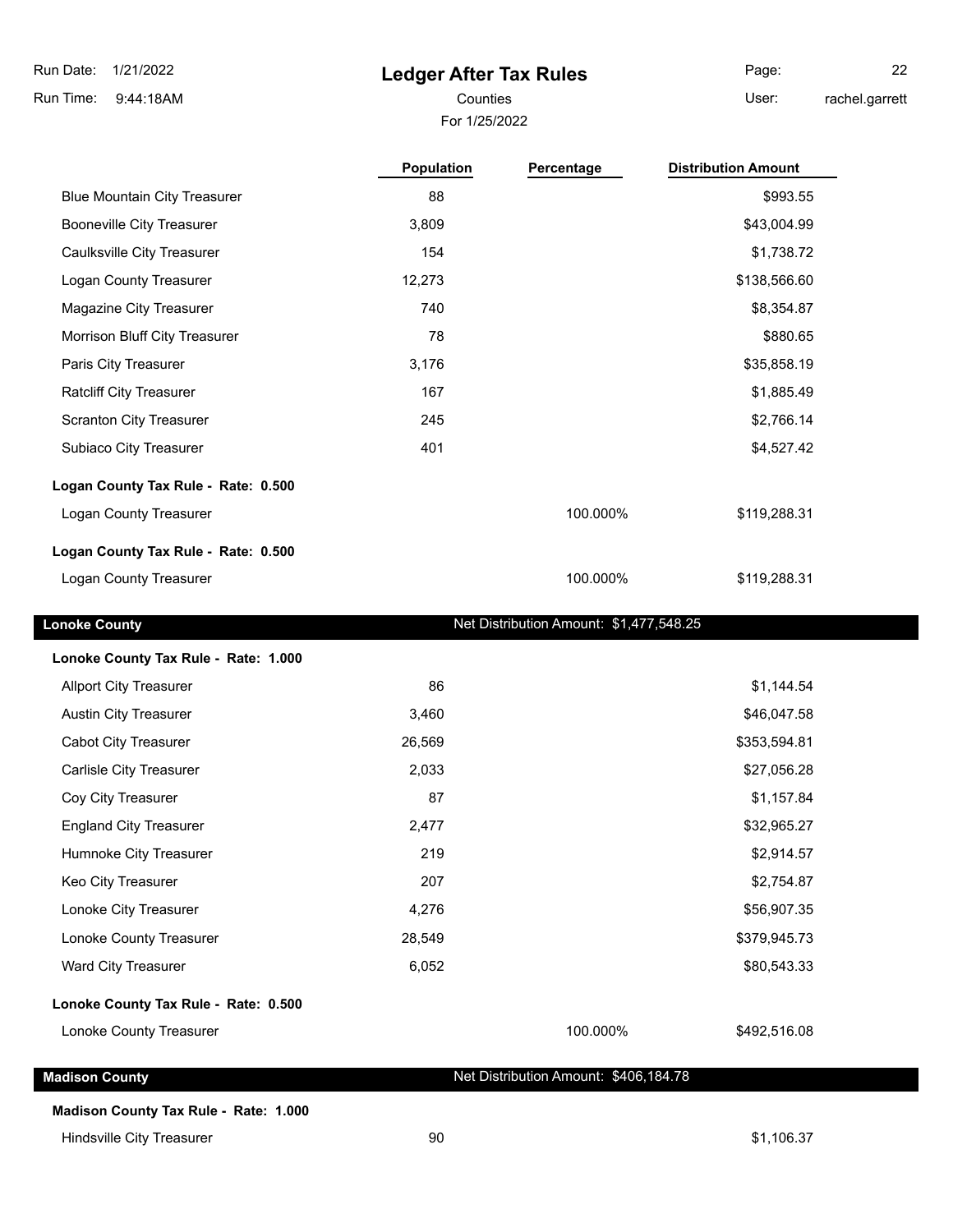# Ledger After Tax Rules

Counties

For 1/25/2022

| | Population | Percentage | Distribution Amount |
|---|---|---|---|
| Blue Mountain City Treasurer | 88 | | $993.55 |
| Booneville City Treasurer | 3,809 | | $43,004.99 |
| Caulksville City Treasurer | 154 | | $1,738.72 |
| Logan County Treasurer | 12,273 | | $138,566.60 |
| Magazine City Treasurer | 740 | | $8,354.87 |
| Morrison Bluff City Treasurer | 78 | | $880.65 |
| Paris City Treasurer | 3,176 | | $35,858.19 |
| Ratcliff City Treasurer | 167 | | $1,885.49 |
| Scranton City Treasurer | 245 | | $2,766.14 |
| Subiaco City Treasurer | 401 | | $4,527.42 |
| **Logan County Tax Rule - Rate: 0.500** | | | |
| Logan County Treasurer | | 100.000% | $119,288.31 |
| **Logan County Tax Rule - Rate: 0.500** | | | |
| Logan County Treasurer | | 100.000% | $119,288.31 |

## Lonoke County

Net Distribution Amount: $1,477,548.25

| | Population | Percentage | Distribution Amount |
|---|---|---|---|
| **Lonoke County Tax Rule - Rate: 1.000** | | | |
| Allport City Treasurer | 86 | | $1,144.54 |
| Austin City Treasurer | 3,460 | | $46,047.58 |
| Cabot City Treasurer | 26,569 | | $353,594.81 |
| Carlisle City Treasurer | 2,033 | | $27,056.28 |
| Coy City Treasurer | 87 | | $1,157.84 |
| England City Treasurer | 2,477 | | $32,965.27 |
| Humnoke City Treasurer | 219 | | $2,914.57 |
| Keo City Treasurer | 207 | | $2,754.87 |
| Lonoke City Treasurer | 4,276 | | $56,907.35 |
| Lonoke County Treasurer | 28,549 | | $379,945.73 |
| Ward City Treasurer | 6,052 | | $80,543.33 |
| **Lonoke County Tax Rule - Rate: 0.500** | | | |
| Lonoke County Treasurer | | 100.000% | $492,516.08 |

## Madison County

Net Distribution Amount: $406,184.78

| | Population | Percentage | Distribution Amount |
|---|---|---|---|
| **Madison County Tax Rule - Rate: 1.000** | | | |
| Hindsville City Treasurer | 90 | | $1,106.37 |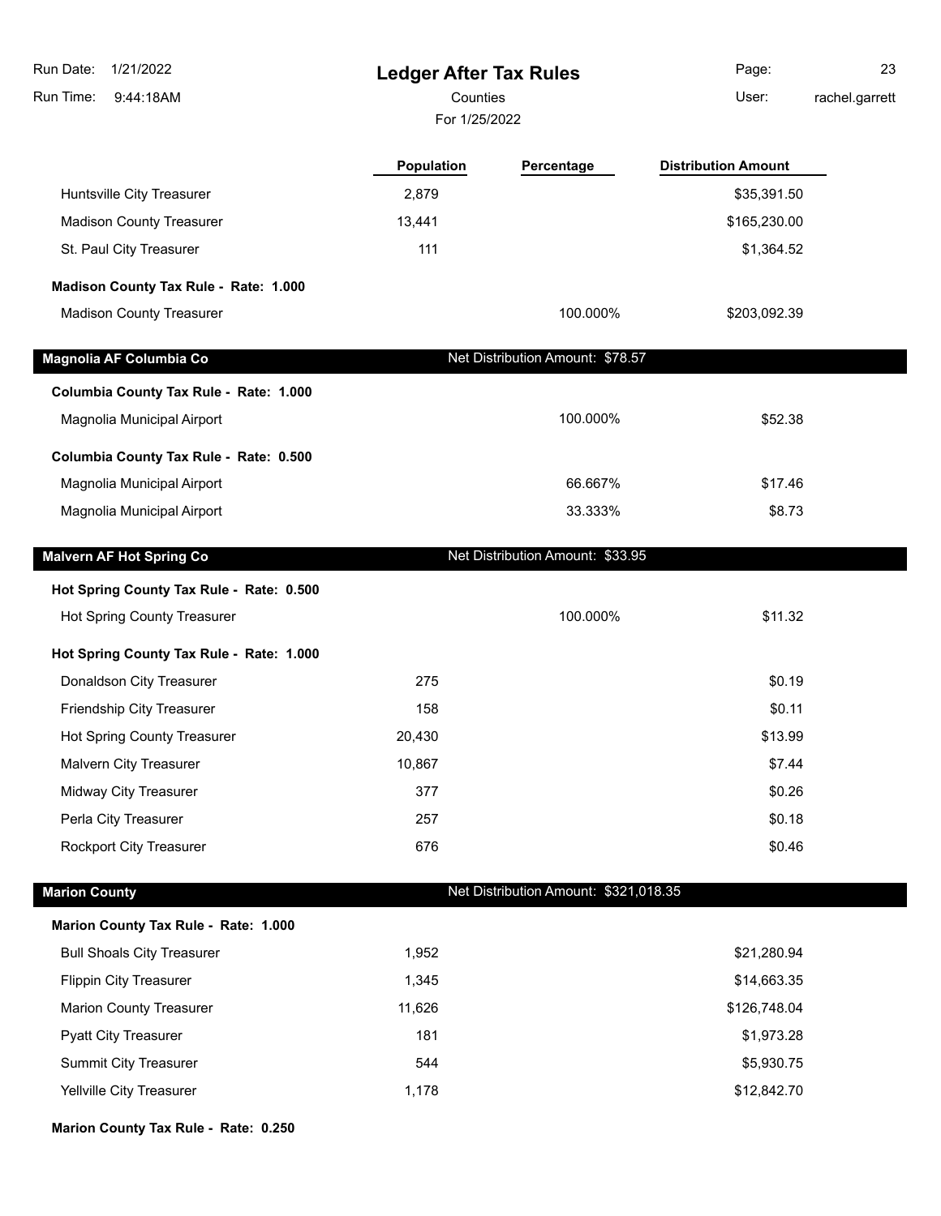# Ledger After Tax Rules

Counties

For 1/25/2022

| | Population | Percentage | Distribution Amount |
|---|---|---|---|
| Huntsville City Treasurer | 2,879 | | $35,391.50 |
| Madison County Treasurer | 13,441 | | $165,230.00 |
| St. Paul City Treasurer | 111 | | $1,364.52 |
| **Madison County Tax Rule - Rate: 1.000** | | | |
| Madison County Treasurer | | 100.000% | $203,092.39 |
| **Magnolia AF Columbia Co** | | Net Distribution Amount: $78.57 | |
| **Columbia County Tax Rule - Rate: 1.000** | | | |
| Magnolia Municipal Airport | | 100.000% | $52.38 |
| **Columbia County Tax Rule - Rate: 0.500** | | | |
| Magnolia Municipal Airport | | 66.667% | $17.46 |
| Magnolia Municipal Airport | | 33.333% | $8.73 |
| **Malvern AF Hot Spring Co** | | Net Distribution Amount: $33.95 | |
| **Hot Spring County Tax Rule - Rate: 0.500** | | | |
| Hot Spring County Treasurer | | 100.000% | $11.32 |
| **Hot Spring County Tax Rule - Rate: 1.000** | | | |
| Donaldson City Treasurer | 275 | | $0.19 |
| Friendship City Treasurer | 158 | | $0.11 |
| Hot Spring County Treasurer | 20,430 | | $13.99 |
| Malvern City Treasurer | 10,867 | | $7.44 |
| Midway City Treasurer | 377 | | $0.26 |
| Perla City Treasurer | 257 | | $0.18 |
| Rockport City Treasurer | 676 | | $0.46 |
| **Marion County** | | Net Distribution Amount: $321,018.35 | |
| **Marion County Tax Rule - Rate: 1.000** | | | |
| Bull Shoals City Treasurer | 1,952 | | $21,280.94 |
| Flippin City Treasurer | 1,345 | | $14,663.35 |
| Marion County Treasurer | 11,626 | | $126,748.04 |
| Pyatt City Treasurer | 181 | | $1,973.28 |
| Summit City Treasurer | 544 | | $5,930.75 |
| Yellville City Treasurer | 1,178 | | $12,842.70 |
| **Marion County Tax Rule - Rate: 0.250** | | | |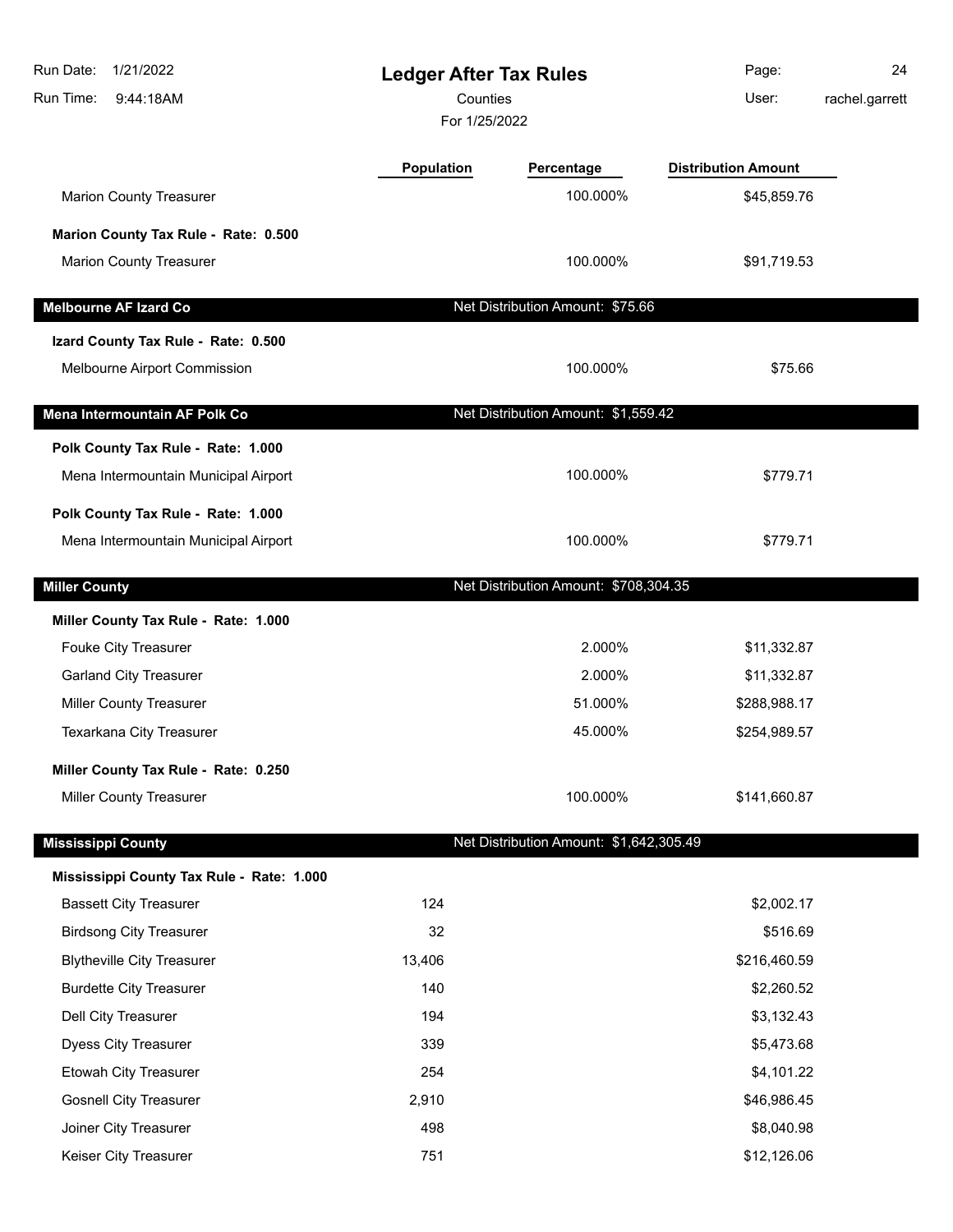| | Population | Percentage | Distribution Amount |
|---|---|---|---|
| Marion County Treasurer | | 100.000% | $45,859.76 |
| **Marion County Tax Rule - Rate: 0.500** | | | |
| Marion County Treasurer | | 100.000% | $91,719.53 |

## Melbourne AF Izard Co

Net Distribution Amount: $75.66

| | Population | Percentage | Distribution Amount |
|---|---|---|---|
| **Izard County Tax Rule - Rate: 0.500** | | | |
| Melbourne Airport Commission | | 100.000% | $75.66 |

## Mena Intermountain AF Polk Co

Net Distribution Amount: $1,559.42

| | Population | Percentage | Distribution Amount |
|---|---|---|---|
| **Polk County Tax Rule - Rate: 1.000** | | | |
| Mena Intermountain Municipal Airport | | 100.000% | $779.71 |
| **Polk County Tax Rule - Rate: 1.000** | | | |
| Mena Intermountain Municipal Airport | | 100.000% | $779.71 |

## Miller County

Net Distribution Amount: $708,304.35

| | Population | Percentage | Distribution Amount |
|---|---|---|---|
| **Miller County Tax Rule - Rate: 1.000** | | | |
| Fouke City Treasurer | | 2.000% | $11,332.87 |
| Garland City Treasurer | | 2.000% | $11,332.87 |
| Miller County Treasurer | | 51.000% | $288,988.17 |
| Texarkana City Treasurer | | 45.000% | $254,989.57 |
| **Miller County Tax Rule - Rate: 0.250** | | | |
| Miller County Treasurer | | 100.000% | $141,660.87 |

## Mississippi County

Net Distribution Amount: $1,642,305.49

| | Population | Percentage | Distribution Amount |
|---|---|---|---|
| **Mississippi County Tax Rule - Rate: 1.000** | | | |
| Bassett City Treasurer | 124 | | $2,002.17 |
| Birdsong City Treasurer | 32 | | $516.69 |
| Blytheville City Treasurer | 13,406 | | $216,460.59 |
| Burdette City Treasurer | 140 | | $2,260.52 |
| Dell City Treasurer | 194 | | $3,132.43 |
| Dyess City Treasurer | 339 | | $5,473.68 |
| Etowah City Treasurer | 254 | | $4,101.22 |
| Gosnell City Treasurer | 2,910 | | $46,986.45 |
| Joiner City Treasurer | 498 | | $8,040.98 |
| Keiser City Treasurer | 751 | | $12,126.06 |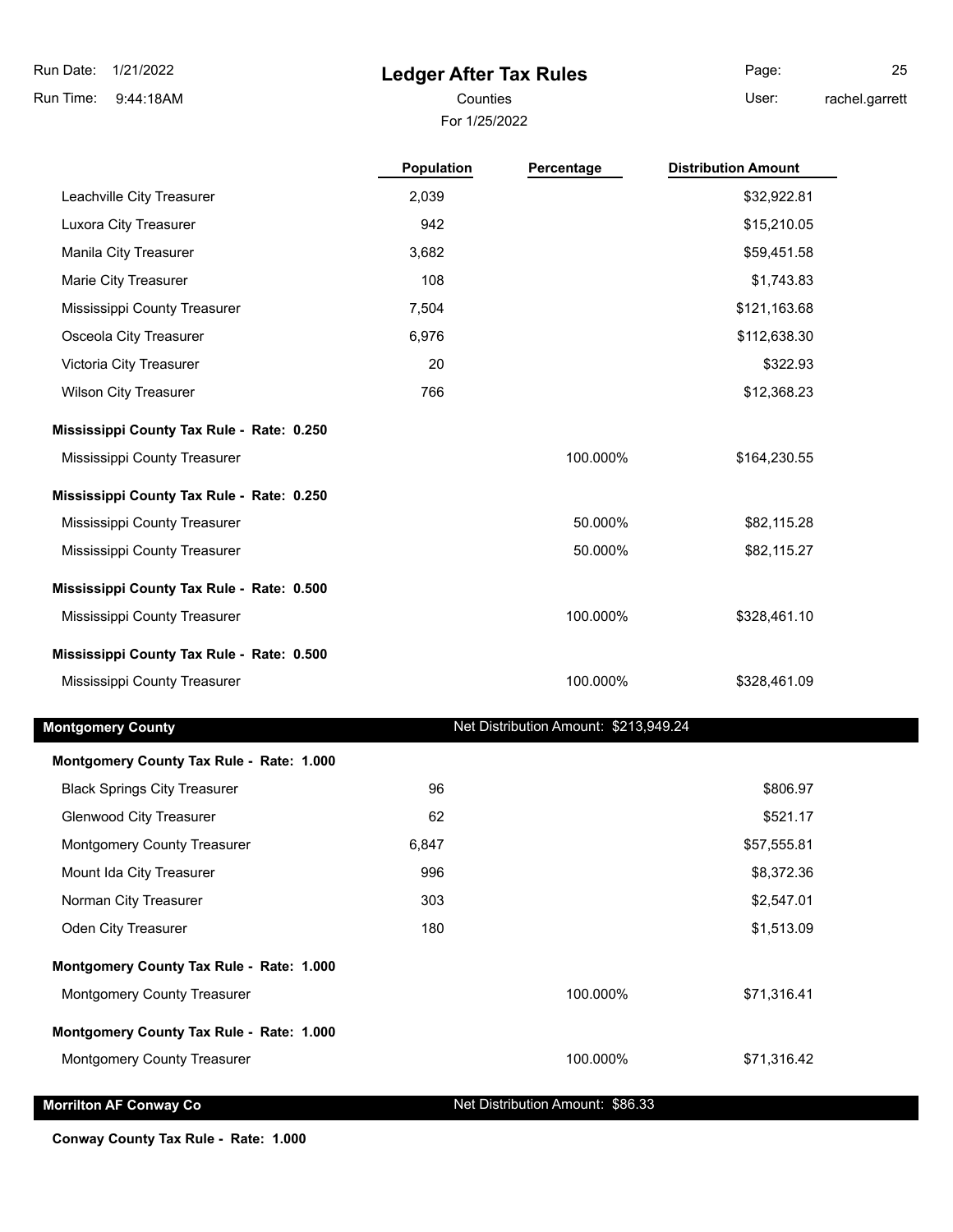| | Population | Percentage | Distribution Amount |
|---|---|---|---|
| Leachville City Treasurer | 2,039 | | $32,922.81 |
| Luxora City Treasurer | 942 | | $15,210.05 |
| Manila City Treasurer | 3,682 | | $59,451.58 |
| Marie City Treasurer | 108 | | $1,743.83 |
| Mississippi County Treasurer | 7,504 | | $121,163.68 |
| Osceola City Treasurer | 6,976 | | $112,638.30 |
| Victoria City Treasurer | 20 | | $322.93 |
| Wilson City Treasurer | 766 | | $12,368.23 |
| **Mississippi County Tax Rule - Rate: 0.250** | | | |
| Mississippi County Treasurer | | 100.000% | $164,230.55 |
| **Mississippi County Tax Rule - Rate: 0.250** | | | |
| Mississippi County Treasurer | | 50.000% | $82,115.28 |
| Mississippi County Treasurer | | 50.000% | $82,115.27 |
| **Mississippi County Tax Rule - Rate: 0.500** | | | |
| Mississippi County Treasurer | | 100.000% | $328,461.10 |
| **Mississippi County Tax Rule - Rate: 0.500** | | | |
| Mississippi County Treasurer | | 100.000% | $328,461.09 |

## Montgomery County

Net Distribution Amount: $213,949.24

| | Population | Percentage | Distribution Amount |
|---|---|---|---|
| **Montgomery County Tax Rule - Rate: 1.000** | | | |
| Black Springs City Treasurer | 96 | | $806.97 |
| Glenwood City Treasurer | 62 | | $521.17 |
| Montgomery County Treasurer | 6,847 | | $57,555.81 |
| Mount Ida City Treasurer | 996 | | $8,372.36 |
| Norman City Treasurer | 303 | | $2,547.01 |
| Oden City Treasurer | 180 | | $1,513.09 |
| **Montgomery County Tax Rule - Rate: 1.000** | | | |
| Montgomery County Treasurer | | 100.000% | $71,316.41 |
| **Montgomery County Tax Rule - Rate: 1.000** | | | |
| Montgomery County Treasurer | | 100.000% | $71,316.42 |

## Morrilton AF Conway Co

Net Distribution Amount: $86.33

**Conway County Tax Rule - Rate: 1.000**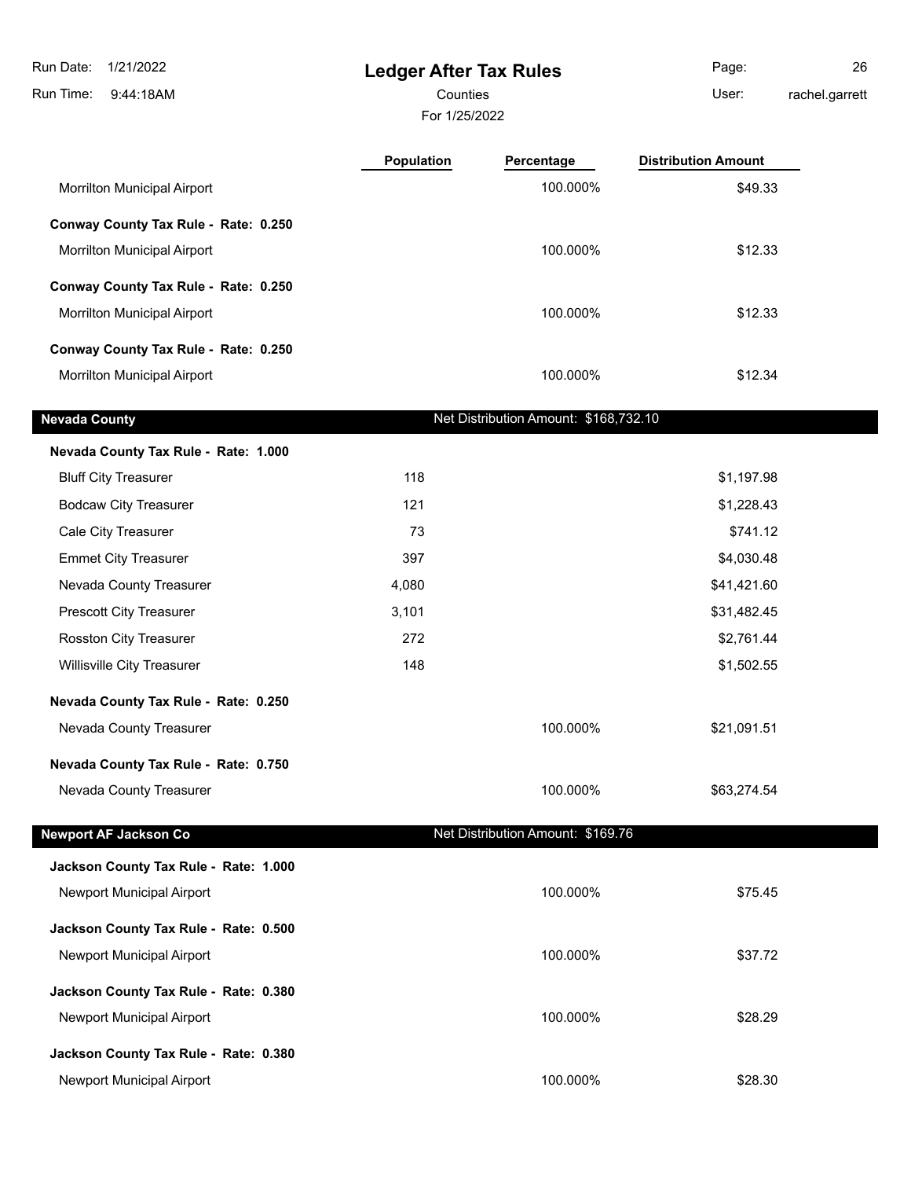# Ledger After Tax Rules

Counties

For 1/25/2022

| | Population | Percentage | Distribution Amount |
|---|---|---|---|
| Morrilton Municipal Airport | | 100.000% | $49.33 |
| **Conway County Tax Rule - Rate: 0.250** | | | |
| Morrilton Municipal Airport | | 100.000% | $12.33 |
| **Conway County Tax Rule - Rate: 0.250** | | | |
| Morrilton Municipal Airport | | 100.000% | $12.33 |
| **Conway County Tax Rule - Rate: 0.250** | | | |
| Morrilton Municipal Airport | | 100.000% | $12.34 |

## Nevada County

Net Distribution Amount: $168,732.10

| | Population | Percentage | Distribution Amount |
|---|---|---|---|
| **Nevada County Tax Rule - Rate: 1.000** | | | |
| Bluff City Treasurer | 118 | | $1,197.98 |
| Bodcaw City Treasurer | 121 | | $1,228.43 |
| Cale City Treasurer | 73 | | $741.12 |
| Emmet City Treasurer | 397 | | $4,030.48 |
| Nevada County Treasurer | 4,080 | | $41,421.60 |
| Prescott City Treasurer | 3,101 | | $31,482.45 |
| Rosston City Treasurer | 272 | | $2,761.44 |
| Willisville City Treasurer | 148 | | $1,502.55 |
| **Nevada County Tax Rule - Rate: 0.250** | | | |
| Nevada County Treasurer | | 100.000% | $21,091.51 |
| **Nevada County Tax Rule - Rate: 0.750** | | | |
| Nevada County Treasurer | | 100.000% | $63,274.54 |

## Newport AF Jackson Co

Net Distribution Amount: $169.76

| | Population | Percentage | Distribution Amount |
|---|---|---|---|
| **Jackson County Tax Rule - Rate: 1.000** | | | |
| Newport Municipal Airport | | 100.000% | $75.45 |
| **Jackson County Tax Rule - Rate: 0.500** | | | |
| Newport Municipal Airport | | 100.000% | $37.72 |
| **Jackson County Tax Rule - Rate: 0.380** | | | |
| Newport Municipal Airport | | 100.000% | $28.29 |
| **Jackson County Tax Rule - Rate: 0.380** | | | |
| Newport Municipal Airport | | 100.000% | $28.30 |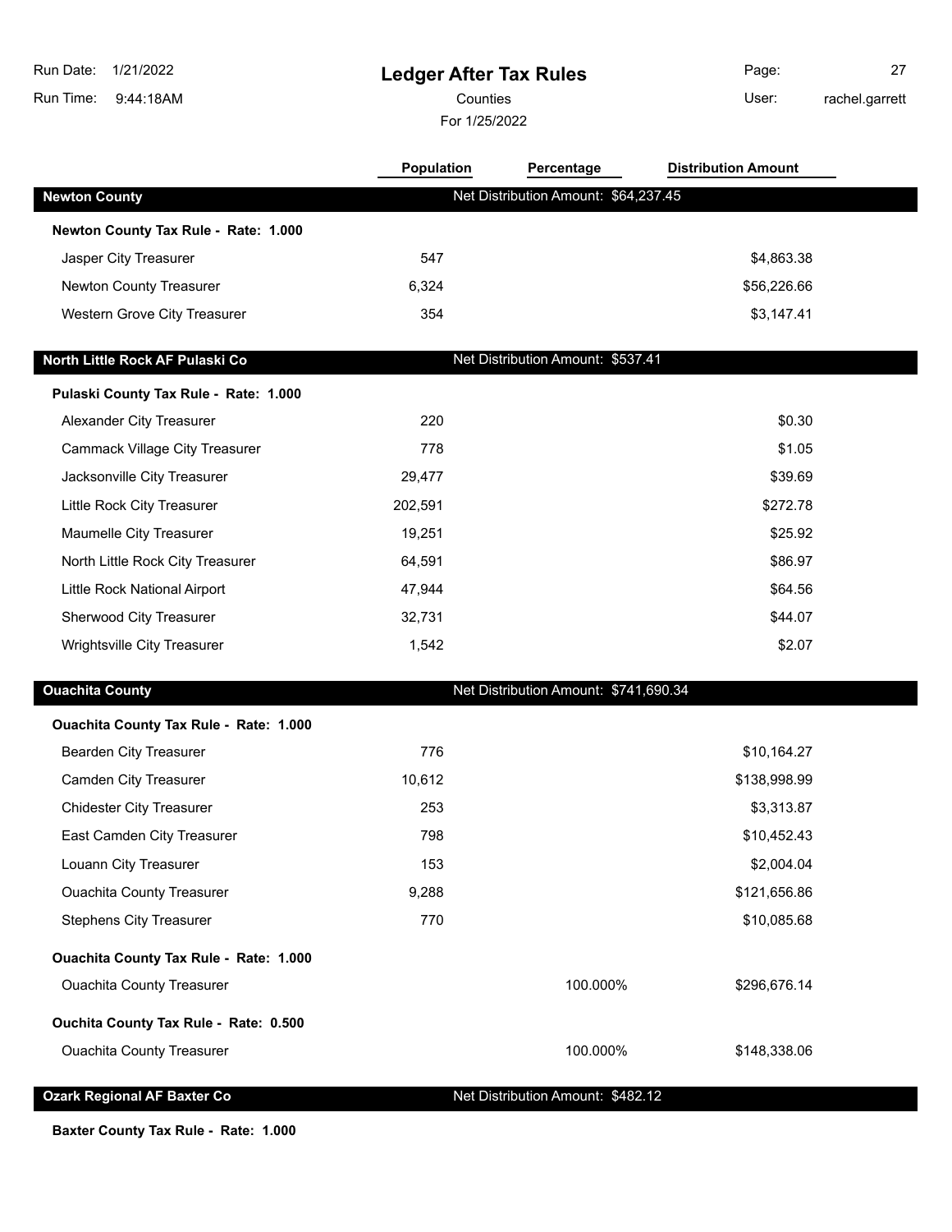# Ledger After Tax Rules

Run Date: 1/21/2022
Run Time: 9:44:18AM

Counties
For 1/25/2022

User: rachel.garrett

| | Population | Percentage | Distribution Amount |
|---|---|---|---|
| **Newton County** | | Net Distribution Amount: $64,237.45 | |
| **Newton County Tax Rule - Rate: 1.000** | | | |
| Jasper City Treasurer | 547 | | $4,863.38 |
| Newton County Treasurer | 6,324 | | $56,226.66 |
| Western Grove City Treasurer | 354 | | $3,147.41 |
| **North Little Rock AF Pulaski Co** | | Net Distribution Amount: $537.41 | |
| **Pulaski County Tax Rule - Rate: 1.000** | | | |
| Alexander City Treasurer | 220 | | $0.30 |
| Cammack Village City Treasurer | 778 | | $1.05 |
| Jacksonville City Treasurer | 29,477 | | $39.69 |
| Little Rock City Treasurer | 202,591 | | $272.78 |
| Maumelle City Treasurer | 19,251 | | $25.92 |
| North Little Rock City Treasurer | 64,591 | | $86.97 |
| Little Rock National Airport | 47,944 | | $64.56 |
| Sherwood City Treasurer | 32,731 | | $44.07 |
| Wrightsville City Treasurer | 1,542 | | $2.07 |
| **Ouachita County** | | Net Distribution Amount: $741,690.34 | |
| **Ouachita County Tax Rule - Rate: 1.000** | | | |
| Bearden City Treasurer | 776 | | $10,164.27 |
| Camden City Treasurer | 10,612 | | $138,998.99 |
| Chidester City Treasurer | 253 | | $3,313.87 |
| East Camden City Treasurer | 798 | | $10,452.43 |
| Louann City Treasurer | 153 | | $2,004.04 |
| Ouachita County Treasurer | 9,288 | | $121,656.86 |
| Stephens City Treasurer | 770 | | $10,085.68 |
| **Ouachita County Tax Rule - Rate: 1.000** | | | |
| Ouachita County Treasurer | | 100.000% | $296,676.14 |
| **Ouchita County Tax Rule - Rate: 0.500** | | | |
| Ouachita County Treasurer | | 100.000% | $148,338.06 |
| **Ozark Regional AF Baxter Co** | | Net Distribution Amount: $482.12 | |
| **Baxter County Tax Rule - Rate: 1.000** | | | |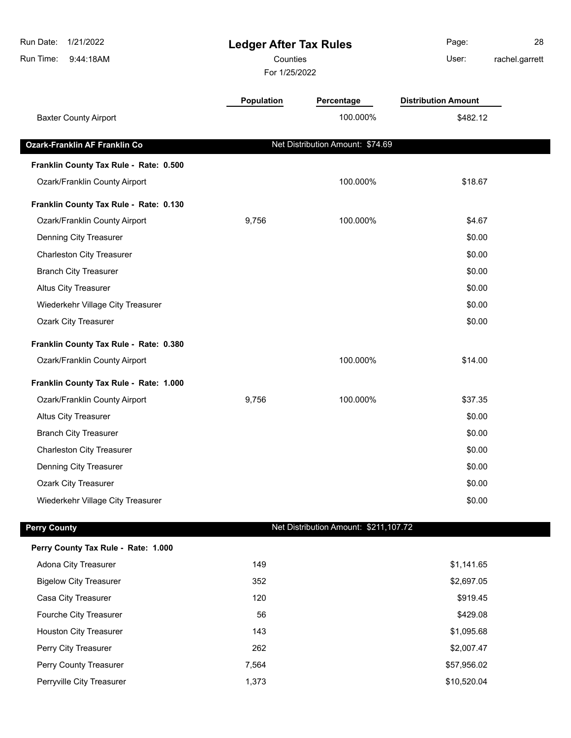# Ledger After Tax Rules

Counties

For 1/25/2022

| | Population | Percentage | Distribution Amount |
|---|---|---|---|
| Baxter County Airport | | 100.000% | $482.12 |

## Ozark-Franklin AF Franklin Co

Net Distribution Amount: $74.69

| | Population | Percentage | Distribution Amount |
|---|---|---|---|
| **Franklin County Tax Rule - Rate: 0.500** | | | |
| Ozark/Franklin County Airport | | 100.000% | $18.67 |
| **Franklin County Tax Rule - Rate: 0.130** | | | |
| Ozark/Franklin County Airport | 9,756 | 100.000% | $4.67 |
| Denning City Treasurer | | | $0.00 |
| Charleston City Treasurer | | | $0.00 |
| Branch City Treasurer | | | $0.00 |
| Altus City Treasurer | | | $0.00 |
| Wiederkehr Village City Treasurer | | | $0.00 |
| Ozark City Treasurer | | | $0.00 |
| **Franklin County Tax Rule - Rate: 0.380** | | | |
| Ozark/Franklin County Airport | | 100.000% | $14.00 |
| **Franklin County Tax Rule - Rate: 1.000** | | | |
| Ozark/Franklin County Airport | 9,756 | 100.000% | $37.35 |
| Altus City Treasurer | | | $0.00 |
| Branch City Treasurer | | | $0.00 |
| Charleston City Treasurer | | | $0.00 |
| Denning City Treasurer | | | $0.00 |
| Ozark City Treasurer | | | $0.00 |
| Wiederkehr Village City Treasurer | | | $0.00 |

## Perry County

Net Distribution Amount: $211,107.72

| | Population | Percentage | Distribution Amount |
|---|---|---|---|
| **Perry County Tax Rule - Rate: 1.000** | | | |
| Adona City Treasurer | 149 | | $1,141.65 |
| Bigelow City Treasurer | 352 | | $2,697.05 |
| Casa City Treasurer | 120 | | $919.45 |
| Fourche City Treasurer | 56 | | $429.08 |
| Houston City Treasurer | 143 | | $1,095.68 |
| Perry City Treasurer | 262 | | $2,007.47 |
| Perry County Treasurer | 7,564 | | $57,956.02 |
| Perryville City Treasurer | 1,373 | | $10,520.04 |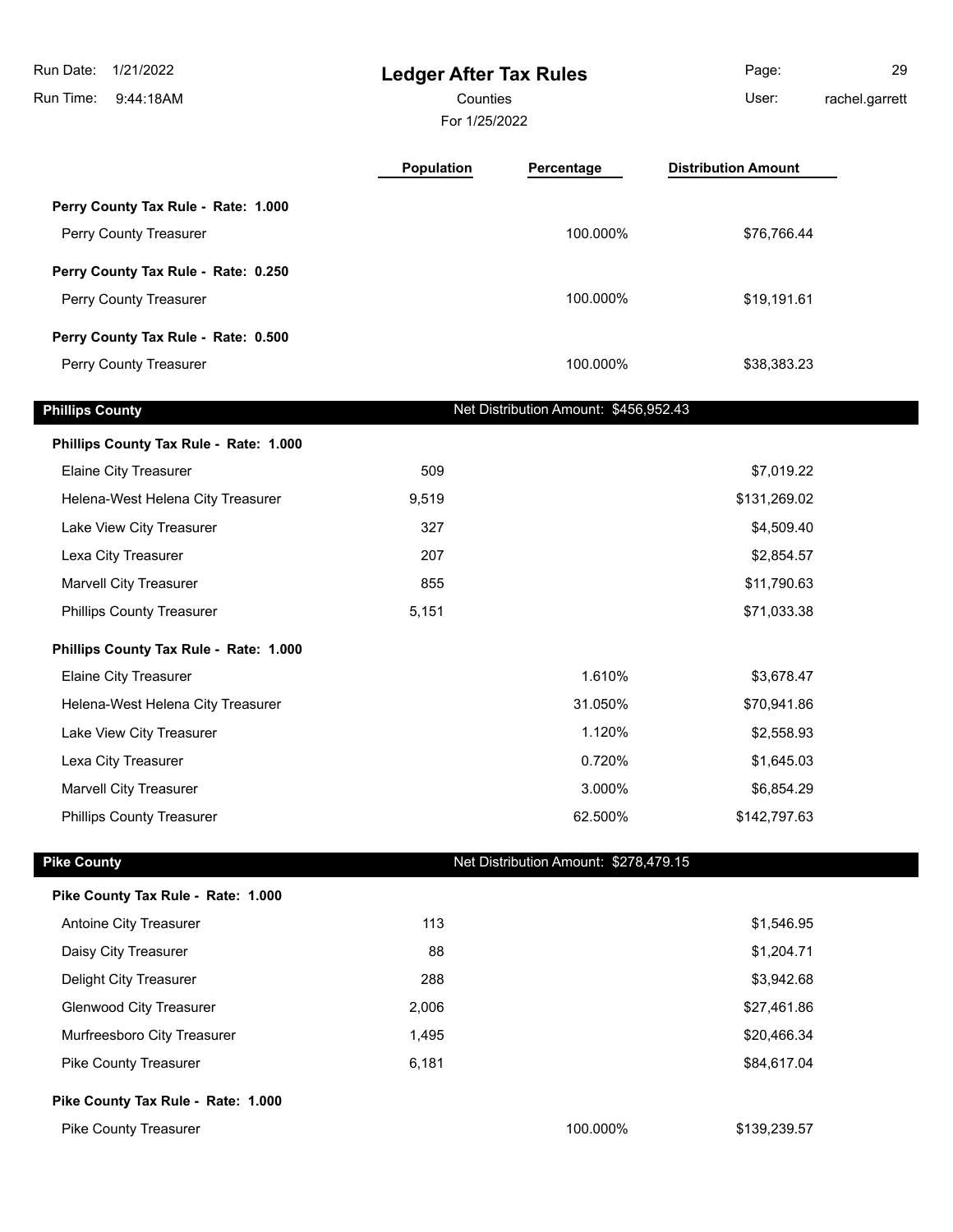# Ledger After Tax Rules

Counties

For 1/25/2022

| | Population | Percentage | Distribution Amount |
|---|---|---|---|
| **Perry County Tax Rule - Rate: 1.000** | | | |
| Perry County Treasurer | | 100.000% | $76,766.44 |
| **Perry County Tax Rule - Rate: 0.250** | | | |
| Perry County Treasurer | | 100.000% | $19,191.61 |
| **Perry County Tax Rule - Rate: 0.500** | | | |
| Perry County Treasurer | | 100.000% | $38,383.23 |

## Phillips County

Net Distribution Amount: $456,952.43

| | Population | Percentage | Distribution Amount |
|---|---|---|---|
| **Phillips County Tax Rule - Rate: 1.000** | | | |
| Elaine City Treasurer | 509 | | $7,019.22 |
| Helena-West Helena City Treasurer | 9,519 | | $131,269.02 |
| Lake View City Treasurer | 327 | | $4,509.40 |
| Lexa City Treasurer | 207 | | $2,854.57 |
| Marvell City Treasurer | 855 | | $11,790.63 |
| Phillips County Treasurer | 5,151 | | $71,033.38 |
| **Phillips County Tax Rule - Rate: 1.000** | | | |
| Elaine City Treasurer | | 1.610% | $3,678.47 |
| Helena-West Helena City Treasurer | | 31.050% | $70,941.86 |
| Lake View City Treasurer | | 1.120% | $2,558.93 |
| Lexa City Treasurer | | 0.720% | $1,645.03 |
| Marvell City Treasurer | | 3.000% | $6,854.29 |
| Phillips County Treasurer | | 62.500% | $142,797.63 |

## Pike County

Net Distribution Amount: $278,479.15

| | Population | Percentage | Distribution Amount |
|---|---|---|---|
| **Pike County Tax Rule - Rate: 1.000** | | | |
| Antoine City Treasurer | 113 | | $1,546.95 |
| Daisy City Treasurer | 88 | | $1,204.71 |
| Delight City Treasurer | 288 | | $3,942.68 |
| Glenwood City Treasurer | 2,006 | | $27,461.86 |
| Murfreesboro City Treasurer | 1,495 | | $20,466.34 |
| Pike County Treasurer | 6,181 | | $84,617.04 |
| **Pike County Tax Rule - Rate: 1.000** | | | |
| Pike County Treasurer | | 100.000% | $139,239.57 |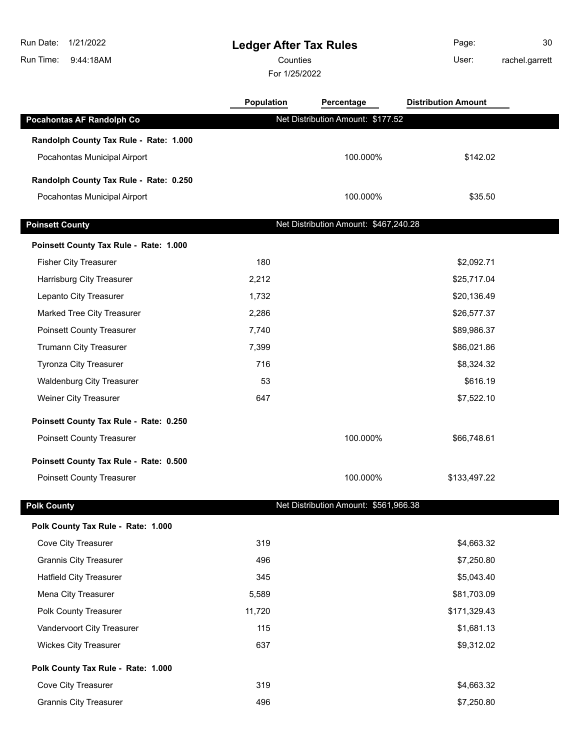# Ledger After Tax Rules

Counties

For 1/25/2022

Run Date: 1/21/2022
Run Time: 9:44:18AM
User: rachel.garrett

| | Population | Percentage | Distribution Amount |
|---|---|---|---|
| **Pocahontas AF Randolph Co** | Net Distribution Amount: $177.52 | | |
| **Randolph County Tax Rule - Rate: 1.000** | | | |
| Pocahontas Municipal Airport | | 100.000% | $142.02 |
| **Randolph County Tax Rule - Rate: 0.250** | | | |
| Pocahontas Municipal Airport | | 100.000% | $35.50 |
| **Poinsett County** | Net Distribution Amount: $467,240.28 | | |
| **Poinsett County Tax Rule - Rate: 1.000** | | | |
| Fisher City Treasurer | 180 | | $2,092.71 |
| Harrisburg City Treasurer | 2,212 | | $25,717.04 |
| Lepanto City Treasurer | 1,732 | | $20,136.49 |
| Marked Tree City Treasurer | 2,286 | | $26,577.37 |
| Poinsett County Treasurer | 7,740 | | $89,986.37 |
| Trumann City Treasurer | 7,399 | | $86,021.86 |
| Tyronza City Treasurer | 716 | | $8,324.32 |
| Waldenburg City Treasurer | 53 | | $616.19 |
| Weiner City Treasurer | 647 | | $7,522.10 |
| **Poinsett County Tax Rule - Rate: 0.250** | | | |
| Poinsett County Treasurer | | 100.000% | $66,748.61 |
| **Poinsett County Tax Rule - Rate: 0.500** | | | |
| Poinsett County Treasurer | | 100.000% | $133,497.22 |
| **Polk County** | Net Distribution Amount: $561,966.38 | | |
| **Polk County Tax Rule - Rate: 1.000** | | | |
| Cove City Treasurer | 319 | | $4,663.32 |
| Grannis City Treasurer | 496 | | $7,250.80 |
| Hatfield City Treasurer | 345 | | $5,043.40 |
| Mena City Treasurer | 5,589 | | $81,703.09 |
| Polk County Treasurer | 11,720 | | $171,329.43 |
| Vandervoort City Treasurer | 115 | | $1,681.13 |
| Wickes City Treasurer | 637 | | $9,312.02 |
| **Polk County Tax Rule - Rate: 1.000** | | | |
| Cove City Treasurer | 319 | | $4,663.32 |
| Grannis City Treasurer | 496 | | $7,250.80 |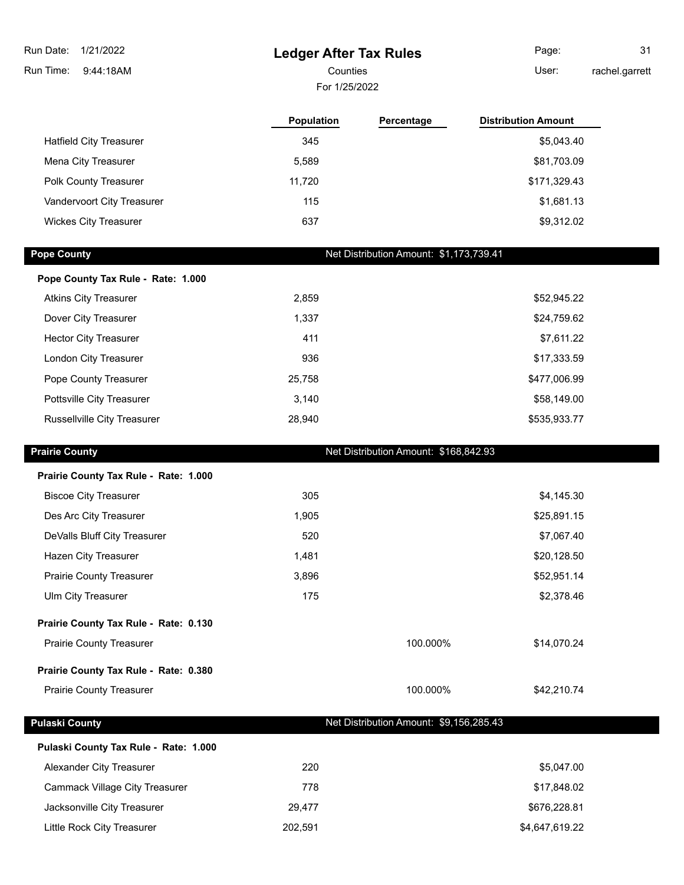# Ledger After Tax Rules

Counties

For 1/25/2022

| | Population | Percentage | Distribution Amount |
|---|---|---|---|
| Hatfield City Treasurer | 345 | | $5,043.40 |
| Mena City Treasurer | 5,589 | | $81,703.09 |
| Polk County Treasurer | 11,720 | | $171,329.43 |
| Vandervoort City Treasurer | 115 | | $1,681.13 |
| Wickes City Treasurer | 637 | | $9,312.02 |

## Pope County — Net Distribution Amount: $1,173,739.41

**Pope County Tax Rule - Rate: 1.000**

| | Population | Percentage | Distribution Amount |
|---|---|---|---|
| Atkins City Treasurer | 2,859 | | $52,945.22 |
| Dover City Treasurer | 1,337 | | $24,759.62 |
| Hector City Treasurer | 411 | | $7,611.22 |
| London City Treasurer | 936 | | $17,333.59 |
| Pope County Treasurer | 25,758 | | $477,006.99 |
| Pottsville City Treasurer | 3,140 | | $58,149.00 |
| Russellville City Treasurer | 28,940 | | $535,933.77 |

## Prairie County — Net Distribution Amount: $168,842.93

**Prairie County Tax Rule - Rate: 1.000**

| | Population | Percentage | Distribution Amount |
|---|---|---|---|
| Biscoe City Treasurer | 305 | | $4,145.30 |
| Des Arc City Treasurer | 1,905 | | $25,891.15 |
| DeValls Bluff City Treasurer | 520 | | $7,067.40 |
| Hazen City Treasurer | 1,481 | | $20,128.50 |
| Prairie County Treasurer | 3,896 | | $52,951.14 |
| Ulm City Treasurer | 175 | | $2,378.46 |

**Prairie County Tax Rule - Rate: 0.130**

| | Population | Percentage | Distribution Amount |
|---|---|---|---|
| Prairie County Treasurer | | 100.000% | $14,070.24 |

**Prairie County Tax Rule - Rate: 0.380**

| | Population | Percentage | Distribution Amount |
|---|---|---|---|
| Prairie County Treasurer | | 100.000% | $42,210.74 |

## Pulaski County — Net Distribution Amount: $9,156,285.43

**Pulaski County Tax Rule - Rate: 1.000**

| | Population | Percentage | Distribution Amount |
|---|---|---|---|
| Alexander City Treasurer | 220 | | $5,047.00 |
| Cammack Village City Treasurer | 778 | | $17,848.02 |
| Jacksonville City Treasurer | 29,477 | | $676,228.81 |
| Little Rock City Treasurer | 202,591 | | $4,647,619.22 |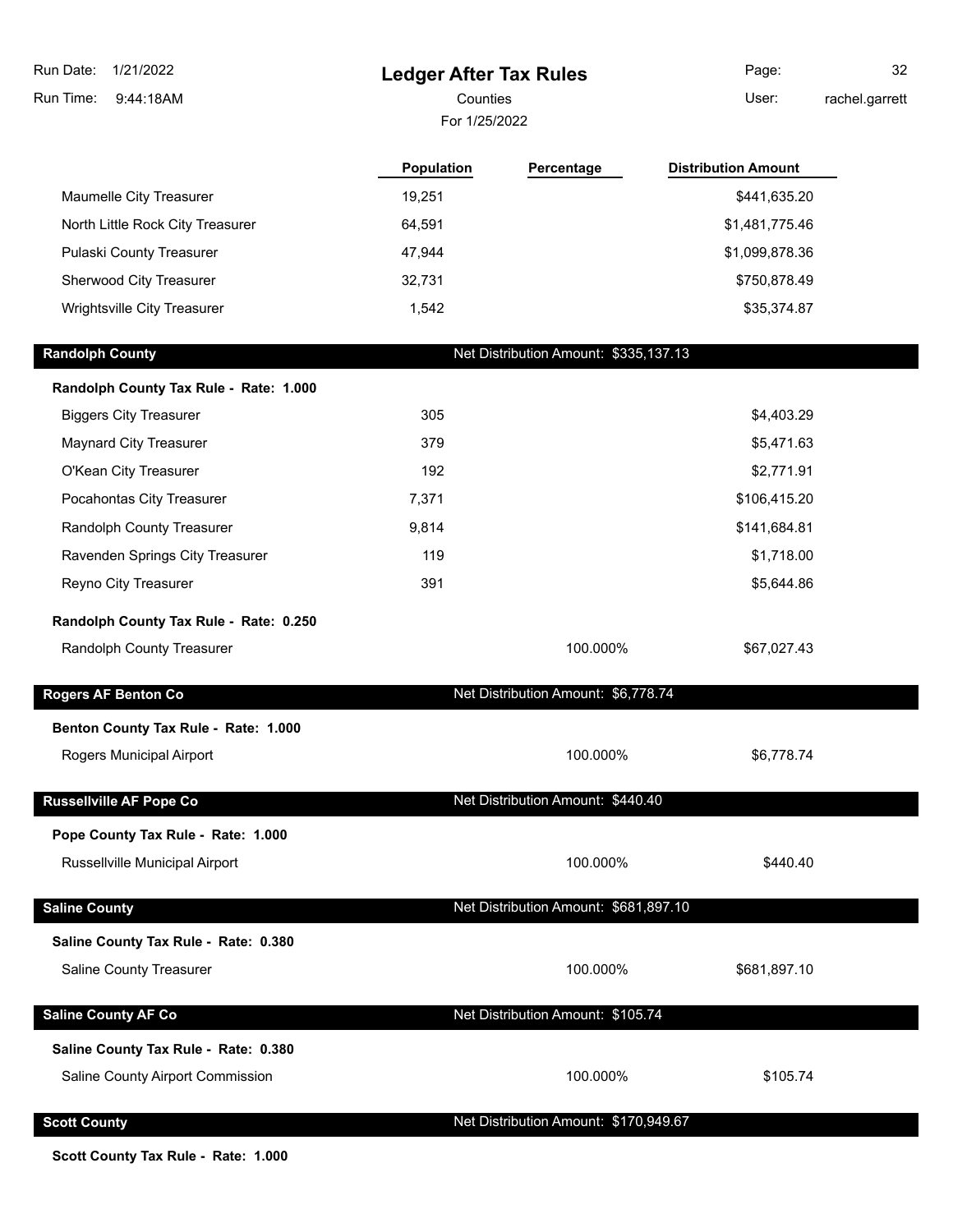| | Population | Percentage | Distribution Amount |
|---|---|---|---|
| Maumelle City Treasurer | 19,251 | | $441,635.20 |
| North Little Rock City Treasurer | 64,591 | | $1,481,775.46 |
| Pulaski County Treasurer | 47,944 | | $1,099,878.36 |
| Sherwood City Treasurer | 32,731 | | $750,878.49 |
| Wrightsville City Treasurer | 1,542 | | $35,374.87 |

**Randolph County** — Net Distribution Amount: $335,137.13

| | Population | Percentage | Distribution Amount |
|---|---|---|---|
| **Randolph County Tax Rule - Rate: 1.000** | | | |
| Biggers City Treasurer | 305 | | $4,403.29 |
| Maynard City Treasurer | 379 | | $5,471.63 |
| O'Kean City Treasurer | 192 | | $2,771.91 |
| Pocahontas City Treasurer | 7,371 | | $106,415.20 |
| Randolph County Treasurer | 9,814 | | $141,684.81 |
| Ravenden Springs City Treasurer | 119 | | $1,718.00 |
| Reyno City Treasurer | 391 | | $5,644.86 |
| **Randolph County Tax Rule - Rate: 0.250** | | | |
| Randolph County Treasurer | | 100.000% | $67,027.43 |

**Rogers AF Benton Co** — Net Distribution Amount: $6,778.74

| | Population | Percentage | Distribution Amount |
|---|---|---|---|
| **Benton County Tax Rule - Rate: 1.000** | | | |
| Rogers Municipal Airport | | 100.000% | $6,778.74 |

**Russellville AF Pope Co** — Net Distribution Amount: $440.40

| | Population | Percentage | Distribution Amount |
|---|---|---|---|
| **Pope County Tax Rule - Rate: 1.000** | | | |
| Russellville Municipal Airport | | 100.000% | $440.40 |

**Saline County** — Net Distribution Amount: $681,897.10

| | Population | Percentage | Distribution Amount |
|---|---|---|---|
| **Saline County Tax Rule - Rate: 0.380** | | | |
| Saline County Treasurer | | 100.000% | $681,897.10 |

**Saline County AF Co** — Net Distribution Amount: $105.74

| | Population | Percentage | Distribution Amount |
|---|---|---|---|
| **Saline County Tax Rule - Rate: 0.380** | | | |
| Saline County Airport Commission | | 100.000% | $105.74 |

**Scott County** — Net Distribution Amount: $170,949.67

**Scott County Tax Rule - Rate: 1.000**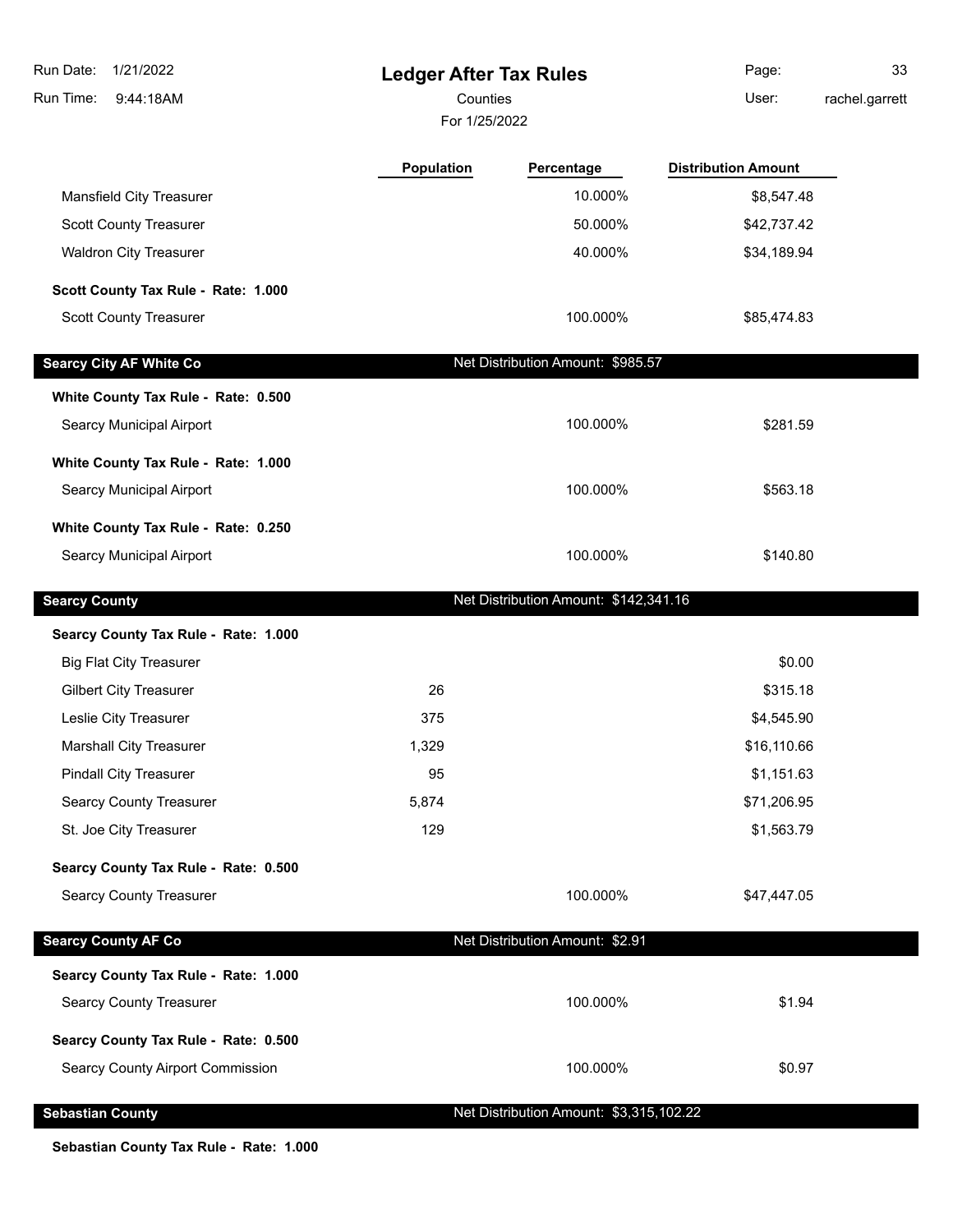# Ledger After Tax Rules

Counties

For 1/25/2022

| | Population | Percentage | Distribution Amount |
|---|---|---|---|
| Mansfield City Treasurer | | 10.000% | $8,547.48 |
| Scott County Treasurer | | 50.000% | $42,737.42 |
| Waldron City Treasurer | | 40.000% | $34,189.94 |
| **Scott County Tax Rule - Rate: 1.000** | | | |
| Scott County Treasurer | | 100.000% | $85,474.83 |
| **Searcy City AF White Co** | | Net Distribution Amount: $985.57 | |
| **White County Tax Rule - Rate: 0.500** | | | |
| Searcy Municipal Airport | | 100.000% | $281.59 |
| **White County Tax Rule - Rate: 1.000** | | | |
| Searcy Municipal Airport | | 100.000% | $563.18 |
| **White County Tax Rule - Rate: 0.250** | | | |
| Searcy Municipal Airport | | 100.000% | $140.80 |
| **Searcy County** | | Net Distribution Amount: $142,341.16 | |
| **Searcy County Tax Rule - Rate: 1.000** | | | |
| Big Flat City Treasurer | | | $0.00 |
| Gilbert City Treasurer | 26 | | $315.18 |
| Leslie City Treasurer | 375 | | $4,545.90 |
| Marshall City Treasurer | 1,329 | | $16,110.66 |
| Pindall City Treasurer | 95 | | $1,151.63 |
| Searcy County Treasurer | 5,874 | | $71,206.95 |
| St. Joe City Treasurer | 129 | | $1,563.79 |
| **Searcy County Tax Rule - Rate: 0.500** | | | |
| Searcy County Treasurer | | 100.000% | $47,447.05 |
| **Searcy County AF Co** | | Net Distribution Amount: $2.91 | |
| **Searcy County Tax Rule - Rate: 1.000** | | | |
| Searcy County Treasurer | | 100.000% | $1.94 |
| **Searcy County Tax Rule - Rate: 0.500** | | | |
| Searcy County Airport Commission | | 100.000% | $0.97 |
| **Sebastian County** | | Net Distribution Amount: $3,315,102.22 | |
| **Sebastian County Tax Rule - Rate: 1.000** | | | |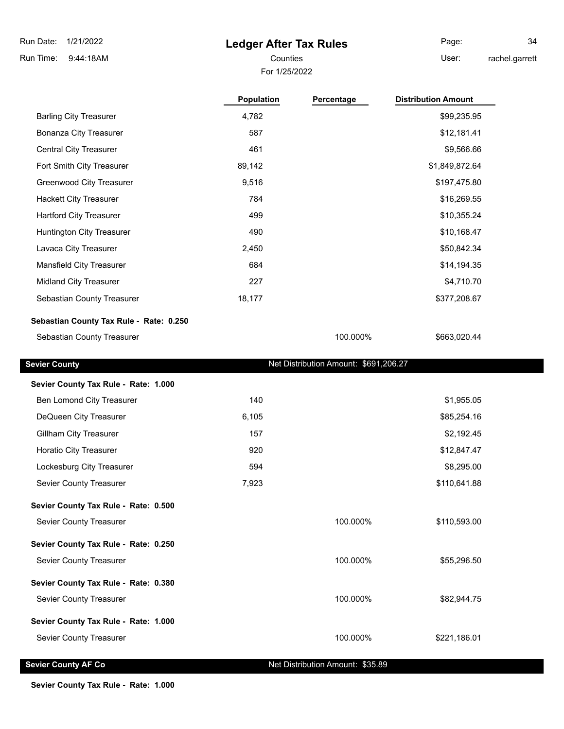| | Population | Percentage | Distribution Amount |
|---|---|---|---|
| Barling City Treasurer | 4,782 | | $99,235.95 |
| Bonanza City Treasurer | 587 | | $12,181.41 |
| Central City Treasurer | 461 | | $9,566.66 |
| Fort Smith City Treasurer | 89,142 | | $1,849,872.64 |
| Greenwood City Treasurer | 9,516 | | $197,475.80 |
| Hackett City Treasurer | 784 | | $16,269.55 |
| Hartford City Treasurer | 499 | | $10,355.24 |
| Huntington City Treasurer | 490 | | $10,168.47 |
| Lavaca City Treasurer | 2,450 | | $50,842.34 |
| Mansfield City Treasurer | 684 | | $14,194.35 |
| Midland City Treasurer | 227 | | $4,710.70 |
| Sebastian County Treasurer | 18,177 | | $377,208.67 |
| **Sebastian County Tax Rule - Rate: 0.250** | | | |
| Sebastian County Treasurer | | 100.000% | $663,020.44 |

## Sevier County — Net Distribution Amount: $691,206.27

| | Population | Percentage | Distribution Amount |
|---|---|---|---|
| **Sevier County Tax Rule - Rate: 1.000** | | | |
| Ben Lomond City Treasurer | 140 | | $1,955.05 |
| DeQueen City Treasurer | 6,105 | | $85,254.16 |
| Gillham City Treasurer | 157 | | $2,192.45 |
| Horatio City Treasurer | 920 | | $12,847.47 |
| Lockesburg City Treasurer | 594 | | $8,295.00 |
| Sevier County Treasurer | 7,923 | | $110,641.88 |
| **Sevier County Tax Rule - Rate: 0.500** | | | |
| Sevier County Treasurer | | 100.000% | $110,593.00 |
| **Sevier County Tax Rule - Rate: 0.250** | | | |
| Sevier County Treasurer | | 100.000% | $55,296.50 |
| **Sevier County Tax Rule - Rate: 0.380** | | | |
| Sevier County Treasurer | | 100.000% | $82,944.75 |
| **Sevier County Tax Rule - Rate: 1.000** | | | |
| Sevier County Treasurer | | 100.000% | $221,186.01 |

## Sevier County AF Co — Net Distribution Amount: $35.89

**Sevier County Tax Rule - Rate: 1.000**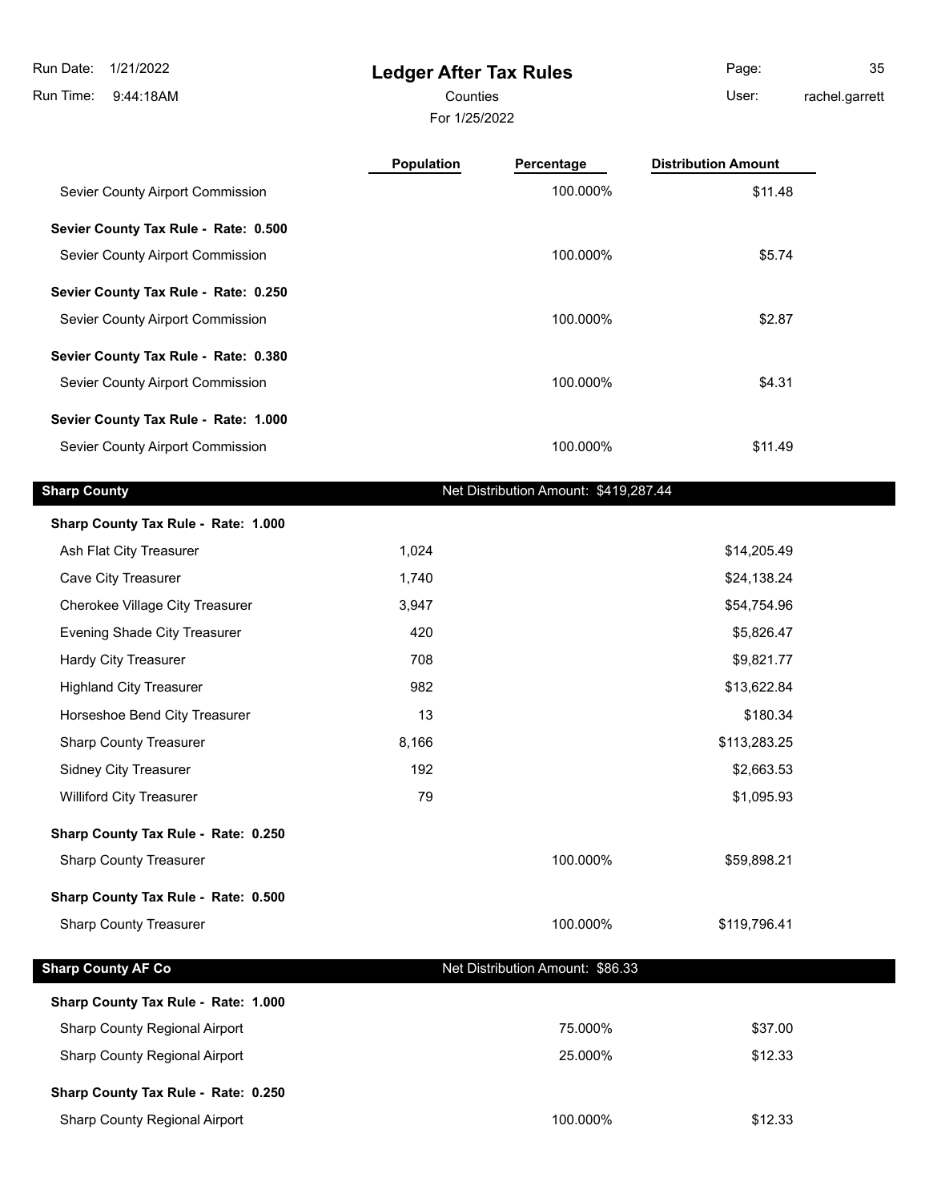# Ledger After Tax Rules

Counties

For 1/25/2022

| | Population | Percentage | Distribution Amount |
|---|---|---|---|
| Sevier County Airport Commission | | 100.000% | $11.48 |
| **Sevier County Tax Rule - Rate: 0.500** | | | |
| Sevier County Airport Commission | | 100.000% | $5.74 |
| **Sevier County Tax Rule - Rate: 0.250** | | | |
| Sevier County Airport Commission | | 100.000% | $2.87 |
| **Sevier County Tax Rule - Rate: 0.380** | | | |
| Sevier County Airport Commission | | 100.000% | $4.31 |
| **Sevier County Tax Rule - Rate: 1.000** | | | |
| Sevier County Airport Commission | | 100.000% | $11.49 |

## Sharp County — Net Distribution Amount: $419,287.44

| | Population | Percentage | Distribution Amount |
|---|---|---|---|
| **Sharp County Tax Rule - Rate: 1.000** | | | |
| Ash Flat City Treasurer | 1,024 | | $14,205.49 |
| Cave City Treasurer | 1,740 | | $24,138.24 |
| Cherokee Village City Treasurer | 3,947 | | $54,754.96 |
| Evening Shade City Treasurer | 420 | | $5,826.47 |
| Hardy City Treasurer | 708 | | $9,821.77 |
| Highland City Treasurer | 982 | | $13,622.84 |
| Horseshoe Bend City Treasurer | 13 | | $180.34 |
| Sharp County Treasurer | 8,166 | | $113,283.25 |
| Sidney City Treasurer | 192 | | $2,663.53 |
| Williford City Treasurer | 79 | | $1,095.93 |
| **Sharp County Tax Rule - Rate: 0.250** | | | |
| Sharp County Treasurer | | 100.000% | $59,898.21 |
| **Sharp County Tax Rule - Rate: 0.500** | | | |
| Sharp County Treasurer | | 100.000% | $119,796.41 |

## Sharp County AF Co — Net Distribution Amount: $86.33

| | Population | Percentage | Distribution Amount |
|---|---|---|---|
| **Sharp County Tax Rule - Rate: 1.000** | | | |
| Sharp County Regional Airport | | 75.000% | $37.00 |
| Sharp County Regional Airport | | 25.000% | $12.33 |
| **Sharp County Tax Rule - Rate: 0.250** | | | |
| Sharp County Regional Airport | | 100.000% | $12.33 |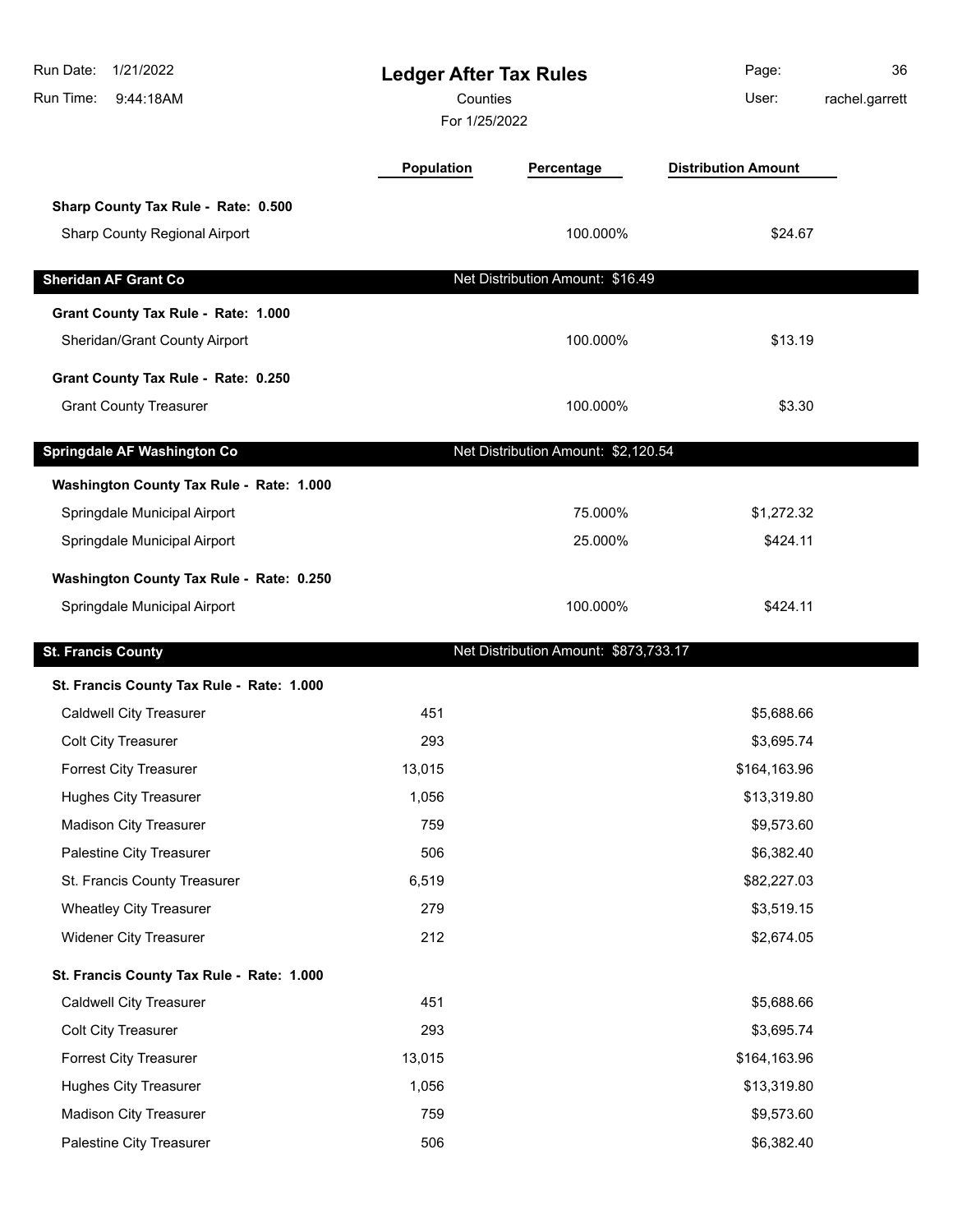# Ledger After Tax Rules

Counties

For 1/25/2022

| | Population | Percentage | Distribution Amount |
|---|---|---|---|
| **Sharp County Tax Rule - Rate: 0.500** | | | |
| Sharp County Regional Airport | | 100.000% | $24.67 |
| **Sheridan AF Grant Co** | | Net Distribution Amount: $16.49 | |
| **Grant County Tax Rule - Rate: 1.000** | | | |
| Sheridan/Grant County Airport | | 100.000% | $13.19 |
| **Grant County Tax Rule - Rate: 0.250** | | | |
| Grant County Treasurer | | 100.000% | $3.30 |
| **Springdale AF Washington Co** | | Net Distribution Amount: $2,120.54 | |
| **Washington County Tax Rule - Rate: 1.000** | | | |
| Springdale Municipal Airport | | 75.000% | $1,272.32 |
| Springdale Municipal Airport | | 25.000% | $424.11 |
| **Washington County Tax Rule - Rate: 0.250** | | | |
| Springdale Municipal Airport | | 100.000% | $424.11 |
| **St. Francis County** | | Net Distribution Amount: $873,733.17 | |
| **St. Francis County Tax Rule - Rate: 1.000** | | | |
| Caldwell City Treasurer | 451 | | $5,688.66 |
| Colt City Treasurer | 293 | | $3,695.74 |
| Forrest City Treasurer | 13,015 | | $164,163.96 |
| Hughes City Treasurer | 1,056 | | $13,319.80 |
| Madison City Treasurer | 759 | | $9,573.60 |
| Palestine City Treasurer | 506 | | $6,382.40 |
| St. Francis County Treasurer | 6,519 | | $82,227.03 |
| Wheatley City Treasurer | 279 | | $3,519.15 |
| Widener City Treasurer | 212 | | $2,674.05 |
| **St. Francis County Tax Rule - Rate: 1.000** | | | |
| Caldwell City Treasurer | 451 | | $5,688.66 |
| Colt City Treasurer | 293 | | $3,695.74 |
| Forrest City Treasurer | 13,015 | | $164,163.96 |
| Hughes City Treasurer | 1,056 | | $13,319.80 |
| Madison City Treasurer | 759 | | $9,573.60 |
| Palestine City Treasurer | 506 | | $6,382.40 |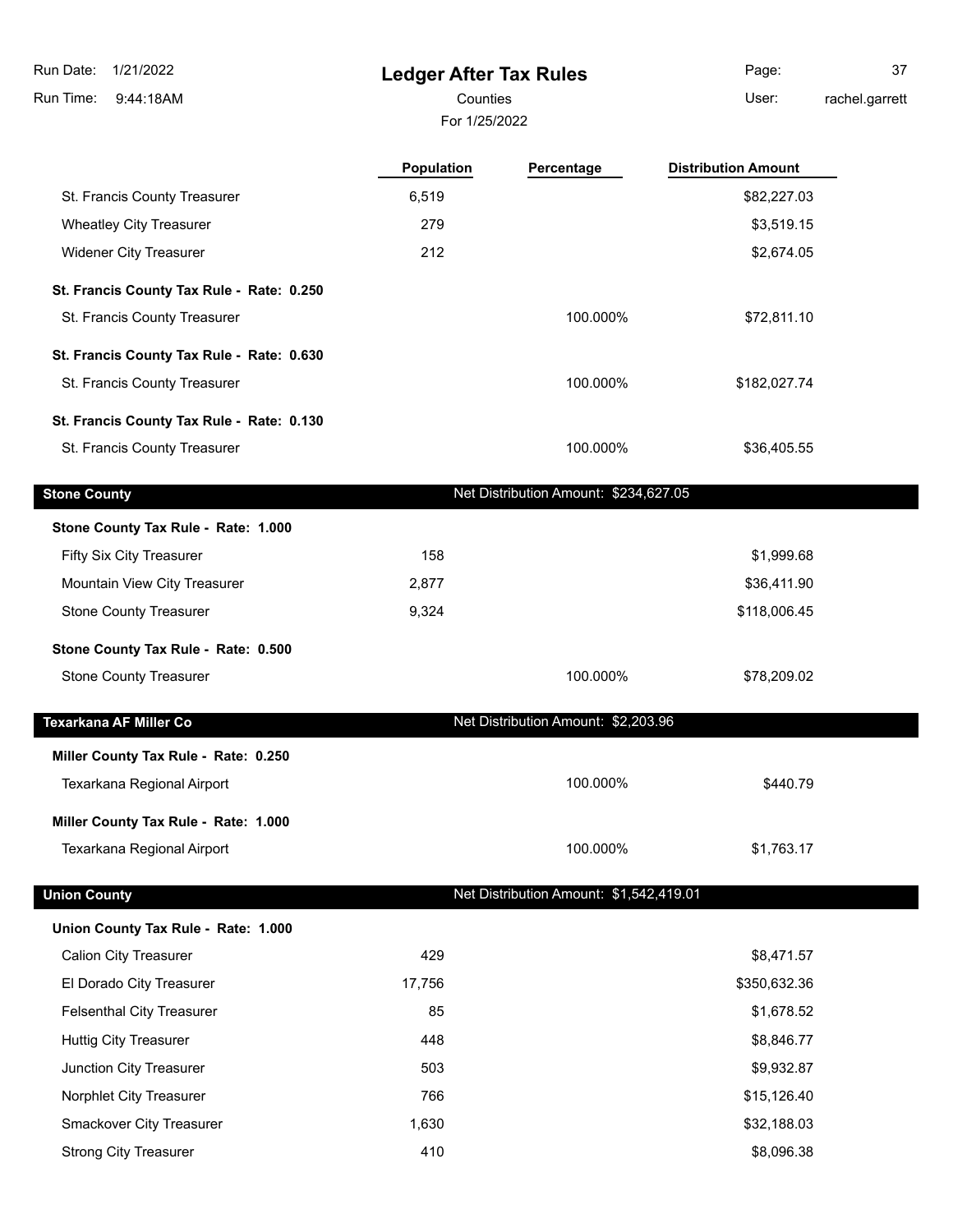# Ledger After Tax Rules

Counties

For 1/25/2022

Run Date: 1/21/2022
Run Time: 9:44:18AM
User: rachel.garrett

| | Population | Percentage | Distribution Amount |
|---|---|---|---|
| St. Francis County Treasurer | 6,519 | | $82,227.03 |
| Wheatley City Treasurer | 279 | | $3,519.15 |
| Widener City Treasurer | 212 | | $2,674.05 |
| **St. Francis County Tax Rule - Rate: 0.250** | | | |
| St. Francis County Treasurer | | 100.000% | $72,811.10 |
| **St. Francis County Tax Rule - Rate: 0.630** | | | |
| St. Francis County Treasurer | | 100.000% | $182,027.74 |
| **St. Francis County Tax Rule - Rate: 0.130** | | | |
| St. Francis County Treasurer | | 100.000% | $36,405.55 |
| **Stone County** | | Net Distribution Amount: $234,627.05 | |
| **Stone County Tax Rule - Rate: 1.000** | | | |
| Fifty Six City Treasurer | 158 | | $1,999.68 |
| Mountain View City Treasurer | 2,877 | | $36,411.90 |
| Stone County Treasurer | 9,324 | | $118,006.45 |
| **Stone County Tax Rule - Rate: 0.500** | | | |
| Stone County Treasurer | | 100.000% | $78,209.02 |
| **Texarkana AF Miller Co** | | Net Distribution Amount: $2,203.96 | |
| **Miller County Tax Rule - Rate: 0.250** | | | |
| Texarkana Regional Airport | | 100.000% | $440.79 |
| **Miller County Tax Rule - Rate: 1.000** | | | |
| Texarkana Regional Airport | | 100.000% | $1,763.17 |
| **Union County** | | Net Distribution Amount: $1,542,419.01 | |
| **Union County Tax Rule - Rate: 1.000** | | | |
| Calion City Treasurer | 429 | | $8,471.57 |
| El Dorado City Treasurer | 17,756 | | $350,632.36 |
| Felsenthal City Treasurer | 85 | | $1,678.52 |
| Huttig City Treasurer | 448 | | $8,846.77 |
| Junction City Treasurer | 503 | | $9,932.87 |
| Norphlet City Treasurer | 766 | | $15,126.40 |
| Smackover City Treasurer | 1,630 | | $32,188.03 |
| Strong City Treasurer | 410 | | $8,096.38 |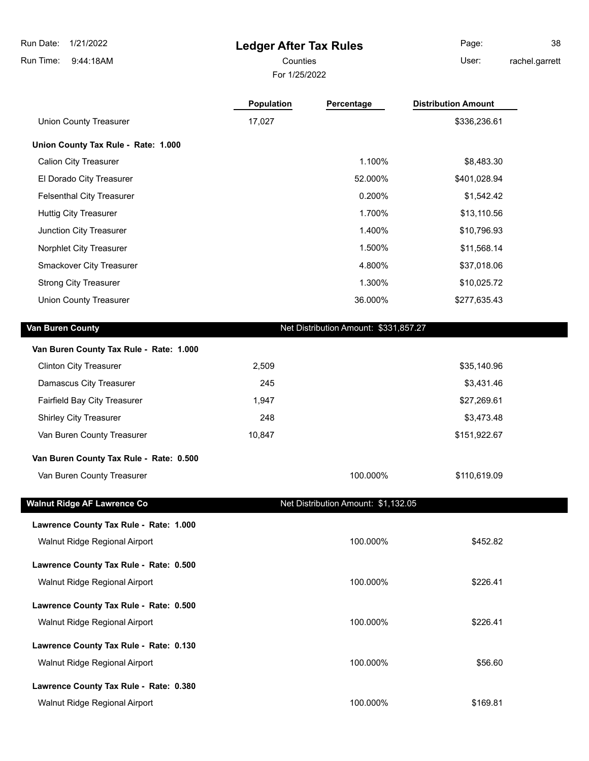# Ledger After Tax Rules

Counties

For 1/25/2022

| | Population | Percentage | Distribution Amount |
|---|---|---|---|
| Union County Treasurer | 17,027 | | $336,236.61 |
| **Union County Tax Rule - Rate: 1.000** | | | |
| Calion City Treasurer | | 1.100% | $8,483.30 |
| El Dorado City Treasurer | | 52.000% | $401,028.94 |
| Felsenthal City Treasurer | | 0.200% | $1,542.42 |
| Huttig City Treasurer | | 1.700% | $13,110.56 |
| Junction City Treasurer | | 1.400% | $10,796.93 |
| Norphlet City Treasurer | | 1.500% | $11,568.14 |
| Smackover City Treasurer | | 4.800% | $37,018.06 |
| Strong City Treasurer | | 1.300% | $10,025.72 |
| Union County Treasurer | | 36.000% | $277,635.43 |

## Van Buren County

Net Distribution Amount: $331,857.27

| | Population | Percentage | Distribution Amount |
|---|---|---|---|
| **Van Buren County Tax Rule - Rate: 1.000** | | | |
| Clinton City Treasurer | 2,509 | | $35,140.96 |
| Damascus City Treasurer | 245 | | $3,431.46 |
| Fairfield Bay City Treasurer | 1,947 | | $27,269.61 |
| Shirley City Treasurer | 248 | | $3,473.48 |
| Van Buren County Treasurer | 10,847 | | $151,922.67 |
| **Van Buren County Tax Rule - Rate: 0.500** | | | |
| Van Buren County Treasurer | | 100.000% | $110,619.09 |

## Walnut Ridge AF Lawrence Co

Net Distribution Amount: $1,132.05

| | Population | Percentage | Distribution Amount |
|---|---|---|---|
| **Lawrence County Tax Rule - Rate: 1.000** | | | |
| Walnut Ridge Regional Airport | | 100.000% | $452.82 |
| **Lawrence County Tax Rule - Rate: 0.500** | | | |
| Walnut Ridge Regional Airport | | 100.000% | $226.41 |
| **Lawrence County Tax Rule - Rate: 0.500** | | | |
| Walnut Ridge Regional Airport | | 100.000% | $226.41 |
| **Lawrence County Tax Rule - Rate: 0.130** | | | |
| Walnut Ridge Regional Airport | | 100.000% | $56.60 |
| **Lawrence County Tax Rule - Rate: 0.380** | | | |
| Walnut Ridge Regional Airport | | 100.000% | $169.81 |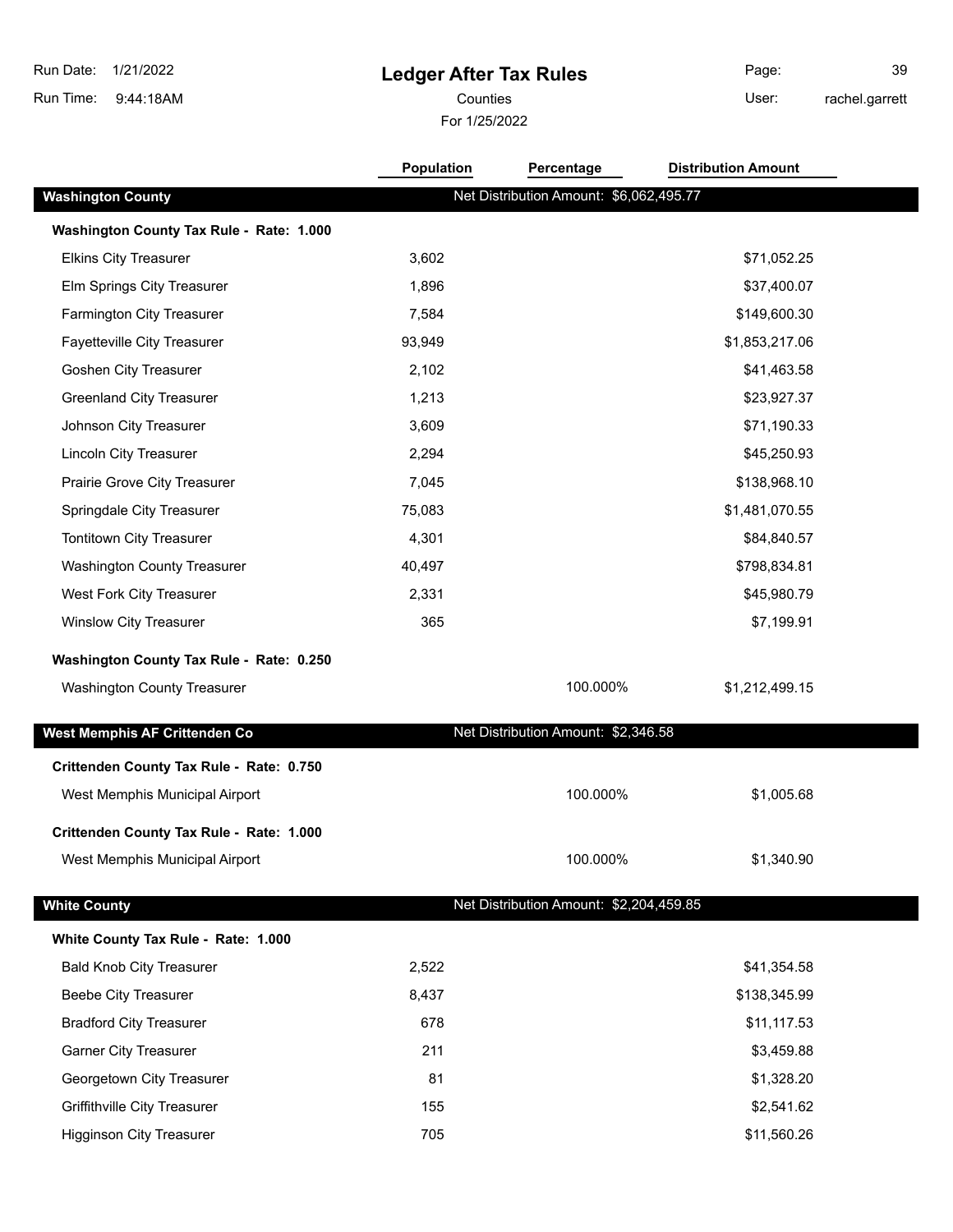# Ledger After Tax Rules

Counties

For 1/25/2022

| | Population | Percentage | Distribution Amount |
|---|---|---|---|
| **Washington County** | Net Distribution Amount: $6,062,495.77 | | |
| **Washington County Tax Rule - Rate: 1.000** | | | |
| Elkins City Treasurer | 3,602 | | $71,052.25 |
| Elm Springs City Treasurer | 1,896 | | $37,400.07 |
| Farmington City Treasurer | 7,584 | | $149,600.30 |
| Fayetteville City Treasurer | 93,949 | | $1,853,217.06 |
| Goshen City Treasurer | 2,102 | | $41,463.58 |
| Greenland City Treasurer | 1,213 | | $23,927.37 |
| Johnson City Treasurer | 3,609 | | $71,190.33 |
| Lincoln City Treasurer | 2,294 | | $45,250.93 |
| Prairie Grove City Treasurer | 7,045 | | $138,968.10 |
| Springdale City Treasurer | 75,083 | | $1,481,070.55 |
| Tontitown City Treasurer | 4,301 | | $84,840.57 |
| Washington County Treasurer | 40,497 | | $798,834.81 |
| West Fork City Treasurer | 2,331 | | $45,980.79 |
| Winslow City Treasurer | 365 | | $7,199.91 |
| **Washington County Tax Rule - Rate: 0.250** | | | |
| Washington County Treasurer | | 100.000% | $1,212,499.15 |
| **West Memphis AF Crittenden Co** | Net Distribution Amount: $2,346.58 | | |
| **Crittenden County Tax Rule - Rate: 0.750** | | | |
| West Memphis Municipal Airport | | 100.000% | $1,005.68 |
| **Crittenden County Tax Rule - Rate: 1.000** | | | |
| West Memphis Municipal Airport | | 100.000% | $1,340.90 |
| **White County** | Net Distribution Amount: $2,204,459.85 | | |
| **White County Tax Rule - Rate: 1.000** | | | |
| Bald Knob City Treasurer | 2,522 | | $41,354.58 |
| Beebe City Treasurer | 8,437 | | $138,345.99 |
| Bradford City Treasurer | 678 | | $11,117.53 |
| Garner City Treasurer | 211 | | $3,459.88 |
| Georgetown City Treasurer | 81 | | $1,328.20 |
| Griffithville City Treasurer | 155 | | $2,541.62 |
| Higginson City Treasurer | 705 | | $11,560.26 |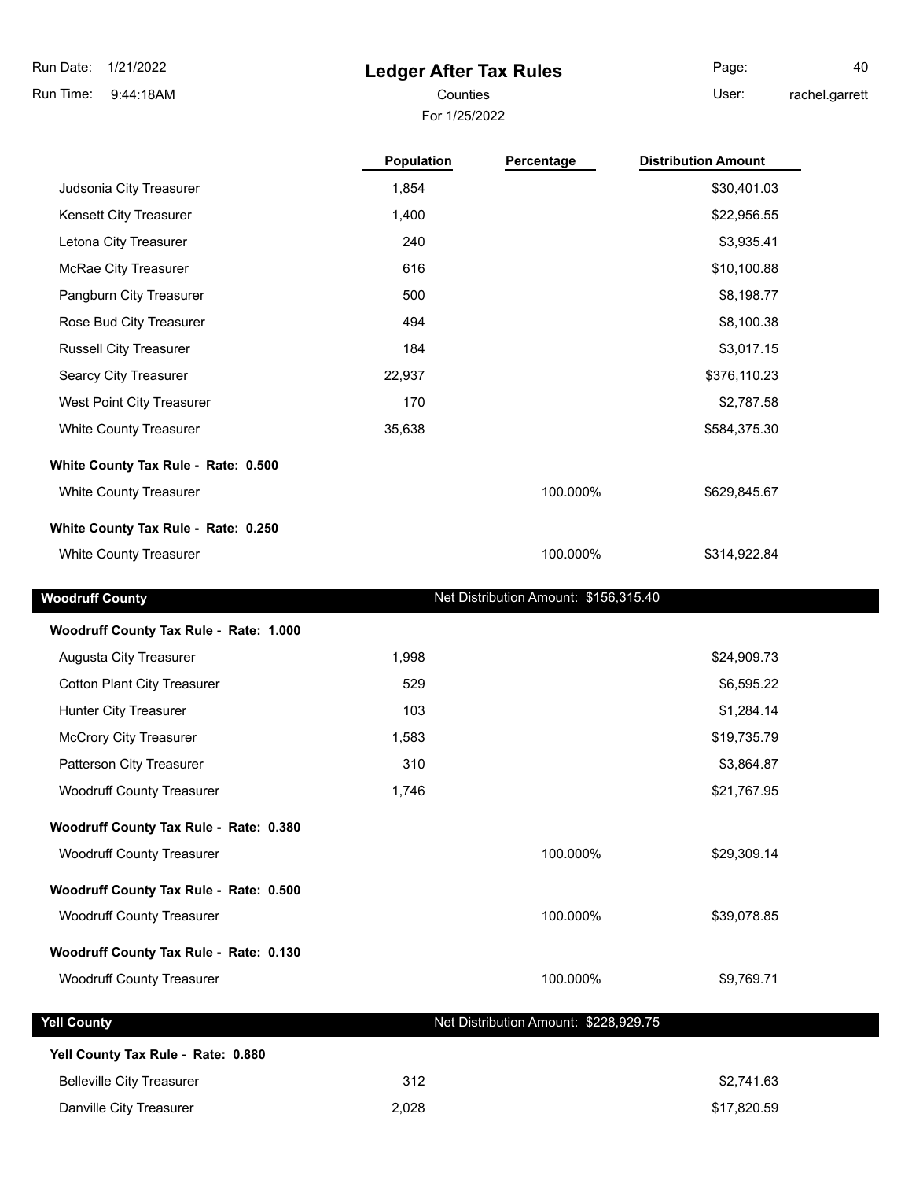| | Population | Percentage | Distribution Amount |
|---|---|---|---|
| Judsonia City Treasurer | 1,854 | | $30,401.03 |
| Kensett City Treasurer | 1,400 | | $22,956.55 |
| Letona City Treasurer | 240 | | $3,935.41 |
| McRae City Treasurer | 616 | | $10,100.88 |
| Pangburn City Treasurer | 500 | | $8,198.77 |
| Rose Bud City Treasurer | 494 | | $8,100.38 |
| Russell City Treasurer | 184 | | $3,017.15 |
| Searcy City Treasurer | 22,937 | | $376,110.23 |
| West Point City Treasurer | 170 | | $2,787.58 |
| White County Treasurer | 35,638 | | $584,375.30 |
| **White County Tax Rule - Rate: 0.500** | | | |
| White County Treasurer | | 100.000% | $629,845.67 |
| **White County Tax Rule - Rate: 0.250** | | | |
| White County Treasurer | | 100.000% | $314,922.84 |

## Woodruff County

Net Distribution Amount: $156,315.40

| | Population | Percentage | Distribution Amount |
|---|---|---|---|
| **Woodruff County Tax Rule - Rate: 1.000** | | | |
| Augusta City Treasurer | 1,998 | | $24,909.73 |
| Cotton Plant City Treasurer | 529 | | $6,595.22 |
| Hunter City Treasurer | 103 | | $1,284.14 |
| McCrory City Treasurer | 1,583 | | $19,735.79 |
| Patterson City Treasurer | 310 | | $3,864.87 |
| Woodruff County Treasurer | 1,746 | | $21,767.95 |
| **Woodruff County Tax Rule - Rate: 0.380** | | | |
| Woodruff County Treasurer | | 100.000% | $29,309.14 |
| **Woodruff County Tax Rule - Rate: 0.500** | | | |
| Woodruff County Treasurer | | 100.000% | $39,078.85 |
| **Woodruff County Tax Rule - Rate: 0.130** | | | |
| Woodruff County Treasurer | | 100.000% | $9,769.71 |

## Yell County

Net Distribution Amount: $228,929.75

| | Population | Percentage | Distribution Amount |
|---|---|---|---|
| **Yell County Tax Rule - Rate: 0.880** | | | |
| Belleville City Treasurer | 312 | | $2,741.63 |
| Danville City Treasurer | 2,028 | | $17,820.59 |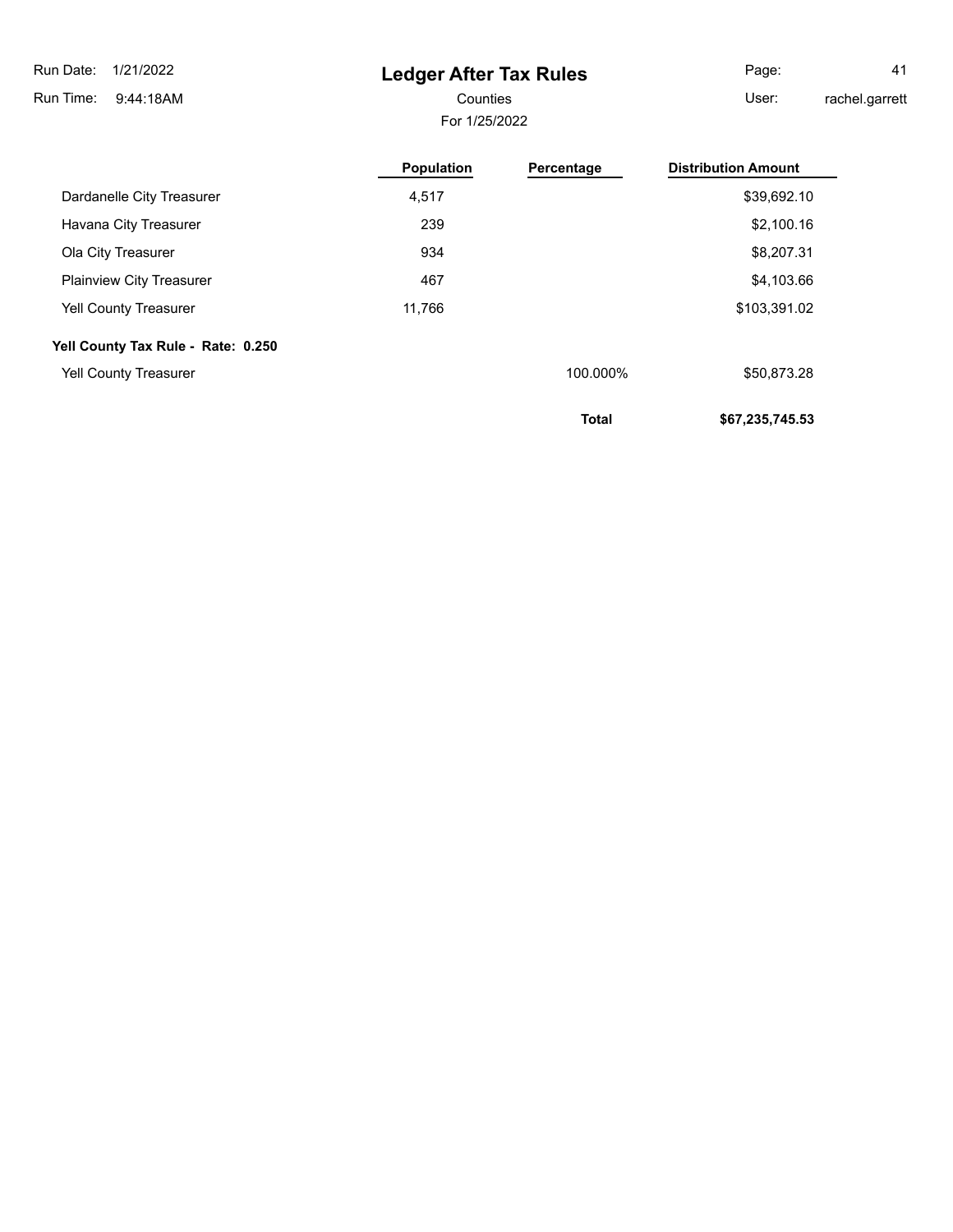# Ledger After Tax Rules

Counties

For 1/25/2022

| | Population | Percentage | Distribution Amount |
|---|---|---|---|
| Dardanelle City Treasurer | 4,517 | | $39,692.10 |
| Havana City Treasurer | 239 | | $2,100.16 |
| Ola City Treasurer | 934 | | $8,207.31 |
| Plainview City Treasurer | 467 | | $4,103.66 |
| Yell County Treasurer | 11,766 | | $103,391.02 |
| **Yell County Tax Rule - Rate: 0.250** | | | |
| Yell County Treasurer | | 100.000% | $50,873.28 |
| | | **Total** | **$67,235,745.53** |